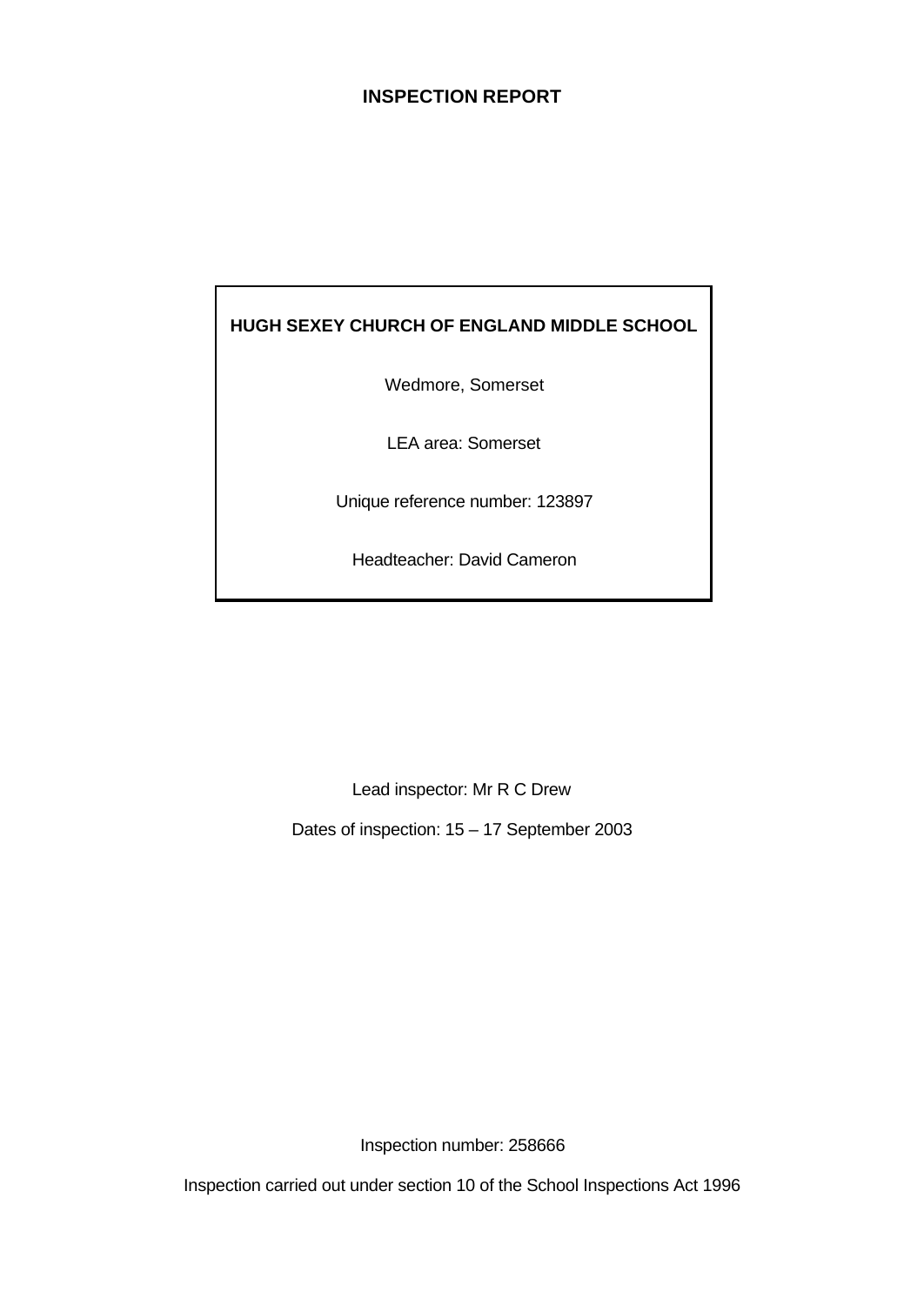# INSPECTION REPORT

**HUGH SEXEY CHURCH OF ENGLAND MIDDLE SCHOOL**

Wedmore, Somerset

LEA area: Somerset

Unique reference number: 123897

Headteacher: David Cameron

Lead inspector: Mr R C Drew

Dates of inspection: 15 – 17 September 2003

Inspection number: 258666

Inspection carried out under section 10 of the School Inspections Act 1996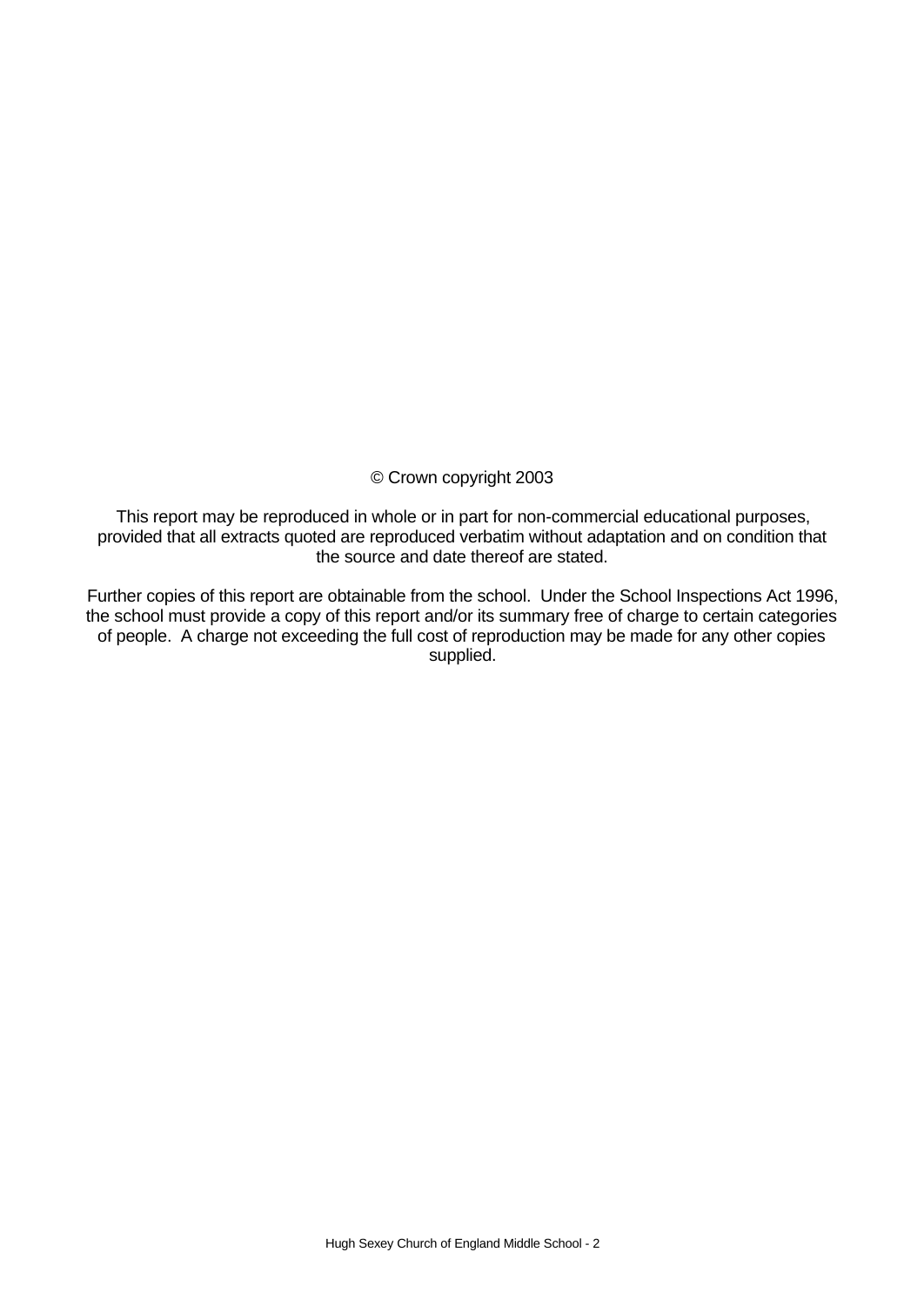© Crown copyright 2003

This report may be reproduced in whole or in part for non-commercial educational purposes, provided that all extracts quoted are reproduced verbatim without adaptation and on condition that the source and date thereof are stated.

Further copies of this report are obtainable from the school. Under the School Inspections Act 1996, the school must provide a copy of this report and/or its summary free of charge to certain categories of people. A charge not exceeding the full cost of reproduction may be made for any other copies supplied.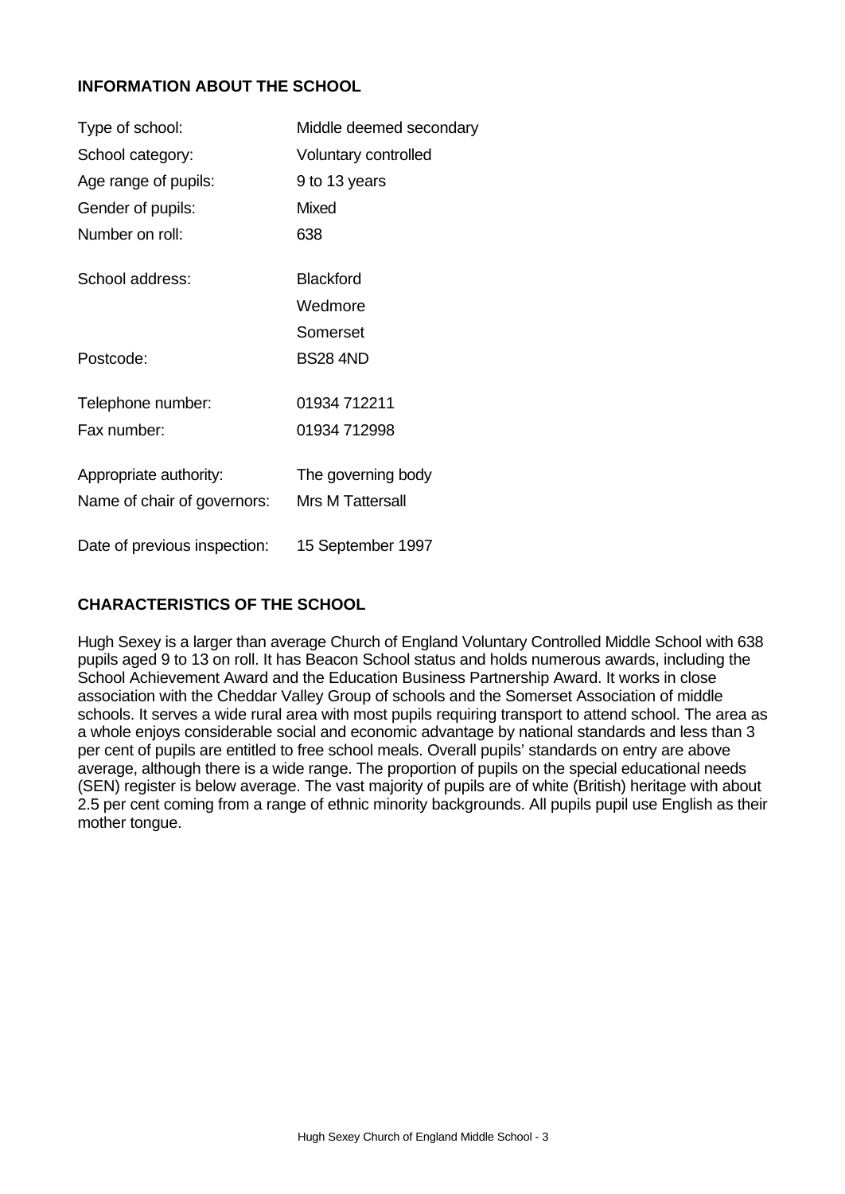## INFORMATION ABOUT THE SCHOOL

| | |
|---|---|
| Type of school: | Middle deemed secondary |
| School category: | Voluntary controlled |
| Age range of pupils: | 9 to 13 years |
| Gender of pupils: | Mixed |
| Number on roll: | 638 |
| School address: | Blackford<br>Wedmore<br>Somerset |
| Postcode: | BS28 4ND |
| Telephone number: | 01934 712211 |
| Fax number: | 01934 712998 |
| Appropriate authority: | The governing body |
| Name of chair of governors: | Mrs M Tattersall |
| Date of previous inspection: | 15 September 1997 |

## CHARACTERISTICS OF THE SCHOOL

Hugh Sexey is a larger than average Church of England Voluntary Controlled Middle School with 638 pupils aged 9 to 13 on roll. It has Beacon School status and holds numerous awards, including the School Achievement Award and the Education Business Partnership Award. It works in close association with the Cheddar Valley Group of schools and the Somerset Association of middle schools. It serves a wide rural area with most pupils requiring transport to attend school. The area as a whole enjoys considerable social and economic advantage by national standards and less than 3 per cent of pupils are entitled to free school meals. Overall pupils' standards on entry are above average, although there is a wide range. The proportion of pupils on the special educational needs (SEN) register is below average. The vast majority of pupils are of white (British) heritage with about 2.5 per cent coming from a range of ethnic minority backgrounds. All pupils pupil use English as their mother tongue.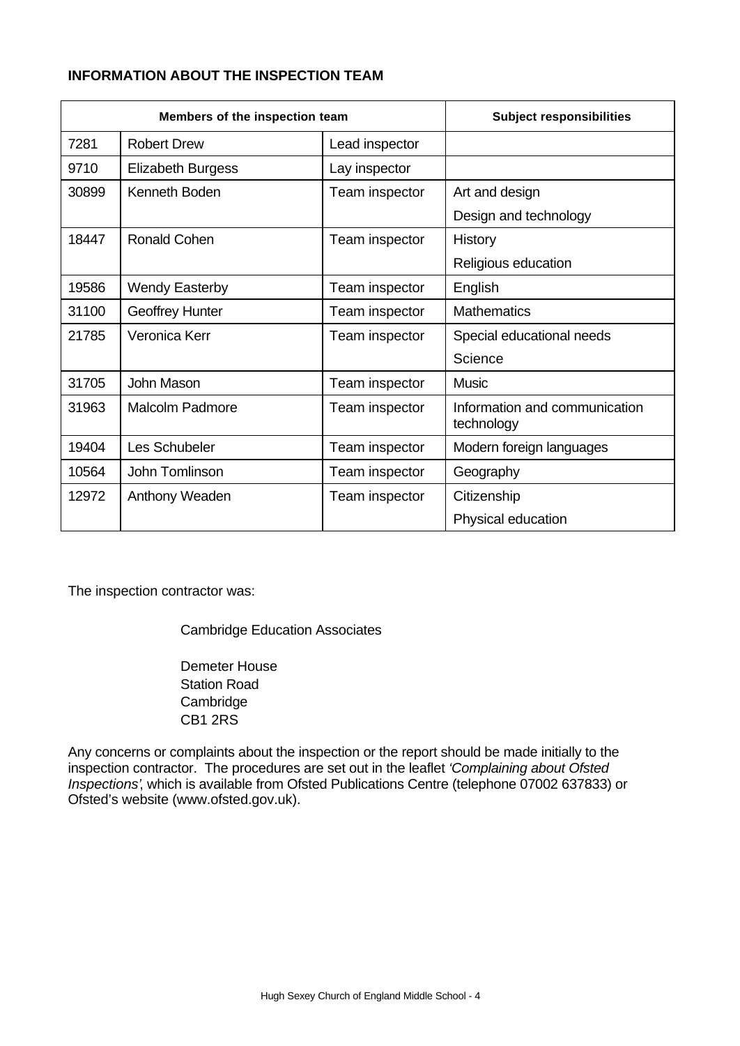**INFORMATION ABOUT THE INSPECTION TEAM**

| Members of the inspection team | | | Subject responsibilities |
|---|---|---|---|
| 7281 | Robert Drew | Lead inspector | |
| 9710 | Elizabeth Burgess | Lay inspector | |
| 30899 | Kenneth Boden | Team inspector | Art and design<br>Design and technology |
| 18447 | Ronald Cohen | Team inspector | History<br>Religious education |
| 19586 | Wendy Easterby | Team inspector | English |
| 31100 | Geoffrey Hunter | Team inspector | Mathematics |
| 21785 | Veronica Kerr | Team inspector | Special educational needs<br>Science |
| 31705 | John Mason | Team inspector | Music |
| 31963 | Malcolm Padmore | Team inspector | Information and communication technology |
| 19404 | Les Schubeler | Team inspector | Modern foreign languages |
| 10564 | John Tomlinson | Team inspector | Geography |
| 12972 | Anthony Weaden | Team inspector | Citizenship<br>Physical education |

The inspection contractor was:

Cambridge Education Associates

Demeter House
Station Road
Cambridge
CB1 2RS

Any concerns or complaints about the inspection or the report should be made initially to the inspection contractor. The procedures are set out in the leaflet *'Complaining about Ofsted Inspections'*, which is available from Ofsted Publications Centre (telephone 07002 637833) or Ofsted's website (www.ofsted.gov.uk).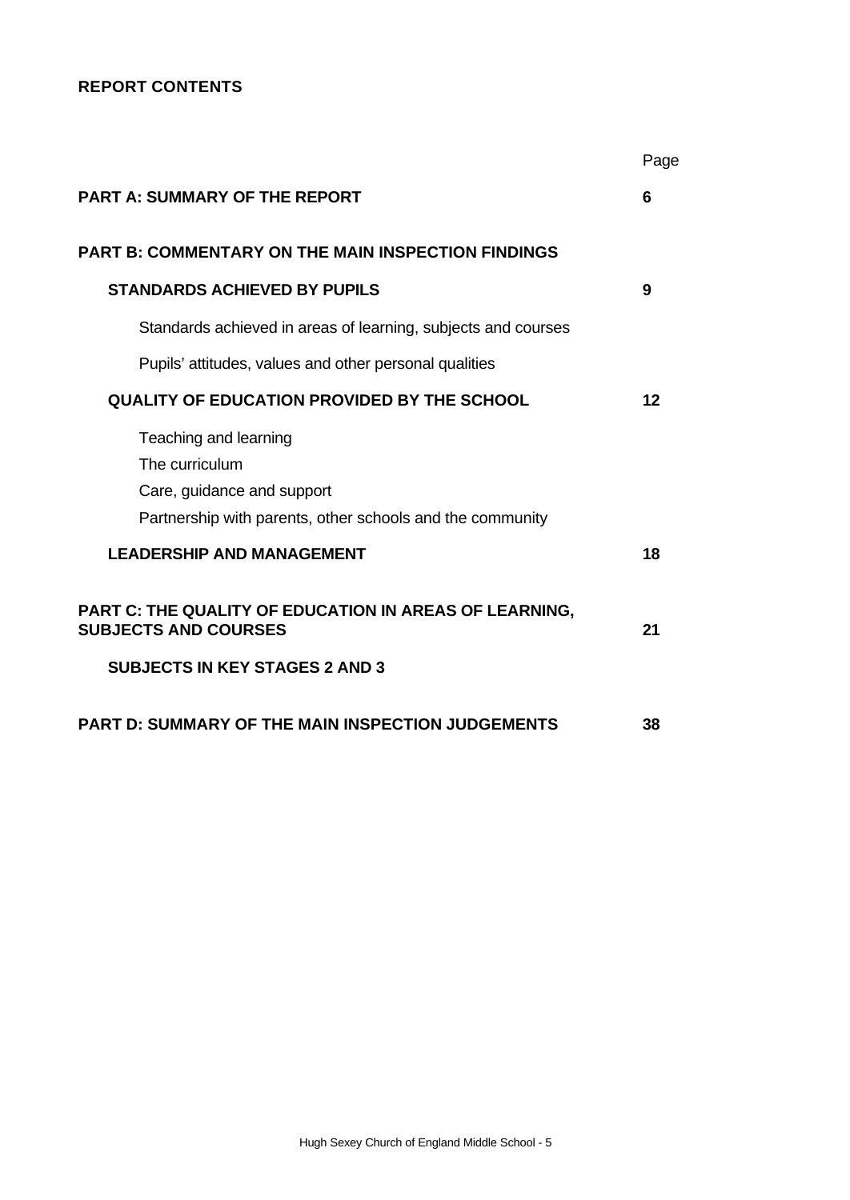**REPORT CONTENTS**

| | Page |
|---|---|
| **PART A: SUMMARY OF THE REPORT** | **6** |
| **PART B: COMMENTARY ON THE MAIN INSPECTION FINDINGS** | |
| **STANDARDS ACHIEVED BY PUPILS** | **9** |
| Standards achieved in areas of learning, subjects and courses | |
| Pupils' attitudes, values and other personal qualities | |
| **QUALITY OF EDUCATION PROVIDED BY THE SCHOOL** | **12** |
| Teaching and learning | |
| The curriculum | |
| Care, guidance and support | |
| Partnership with parents, other schools and the community | |
| **LEADERSHIP AND MANAGEMENT** | **18** |
| **PART C: THE QUALITY OF EDUCATION IN AREAS OF LEARNING, SUBJECTS AND COURSES** | **21** |
| **SUBJECTS IN KEY STAGES 2 AND 3** | |
| **PART D: SUMMARY OF THE MAIN INSPECTION JUDGEMENTS** | **38** |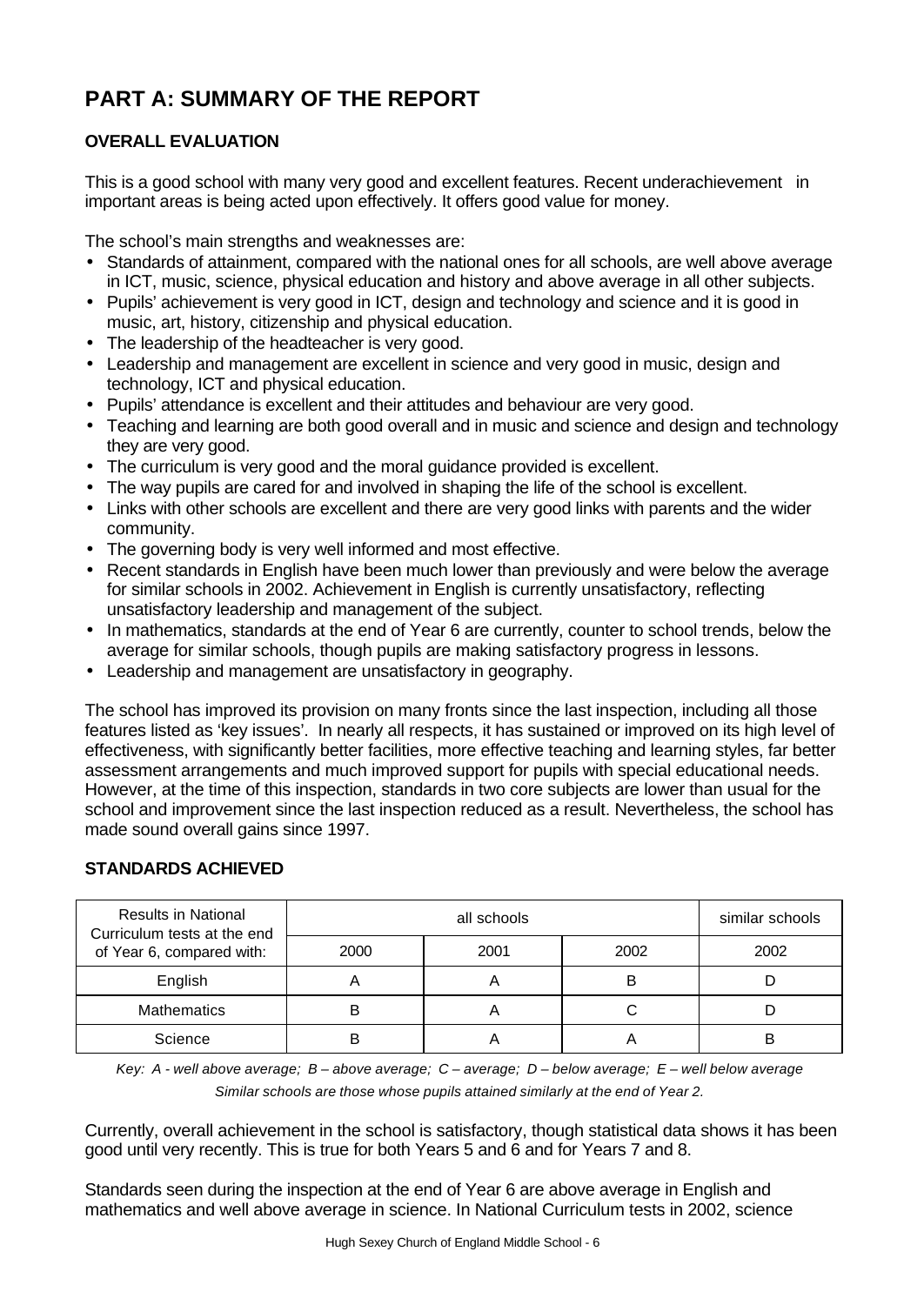# PART A: SUMMARY OF THE REPORT

## OVERALL EVALUATION

This is a good school with many very good and excellent features. Recent underachievement in important areas is being acted upon effectively. It offers good value for money.

The school's main strengths and weaknesses are:

- Standards of attainment, compared with the national ones for all schools, are well above average in ICT, music, science, physical education and history and above average in all other subjects.
- Pupils' achievement is very good in ICT, design and technology and science and it is good in music, art, history, citizenship and physical education.
- The leadership of the headteacher is very good.
- Leadership and management are excellent in science and very good in music, design and technology, ICT and physical education.
- Pupils' attendance is excellent and their attitudes and behaviour are very good.
- Teaching and learning are both good overall and in music and science and design and technology they are very good.
- The curriculum is very good and the moral guidance provided is excellent.
- The way pupils are cared for and involved in shaping the life of the school is excellent.
- Links with other schools are excellent and there are very good links with parents and the wider community.
- The governing body is very well informed and most effective.
- Recent standards in English have been much lower than previously and were below the average for similar schools in 2002. Achievement in English is currently unsatisfactory, reflecting unsatisfactory leadership and management of the subject.
- In mathematics, standards at the end of Year 6 are currently, counter to school trends, below the average for similar schools, though pupils are making satisfactory progress in lessons.
- Leadership and management are unsatisfactory in geography.

The school has improved its provision on many fronts since the last inspection, including all those features listed as 'key issues'. In nearly all respects, it has sustained or improved on its high level of effectiveness, with significantly better facilities, more effective teaching and learning styles, far better assessment arrangements and much improved support for pupils with special educational needs. However, at the time of this inspection, standards in two core subjects are lower than usual for the school and improvement since the last inspection reduced as a result. Nevertheless, the school has made sound overall gains since 1997.

## STANDARDS ACHIEVED

| Results in National Curriculum tests at the end of Year 6, compared with: | all schools | | | similar schools |
|---|---|---|---|---|
| | 2000 | 2001 | 2002 | 2002 |
| English | A | A | B | D |
| Mathematics | B | A | C | D |
| Science | B | A | A | B |

*Key: A - well above average; B – above average; C – average; D – below average; E – well below average*
*Similar schools are those whose pupils attained similarly at the end of Year 2.*

Currently, overall achievement in the school is satisfactory, though statistical data shows it has been good until very recently. This is true for both Years 5 and 6 and for Years 7 and 8.

Standards seen during the inspection at the end of Year 6 are above average in English and mathematics and well above average in science. In National Curriculum tests in 2002, science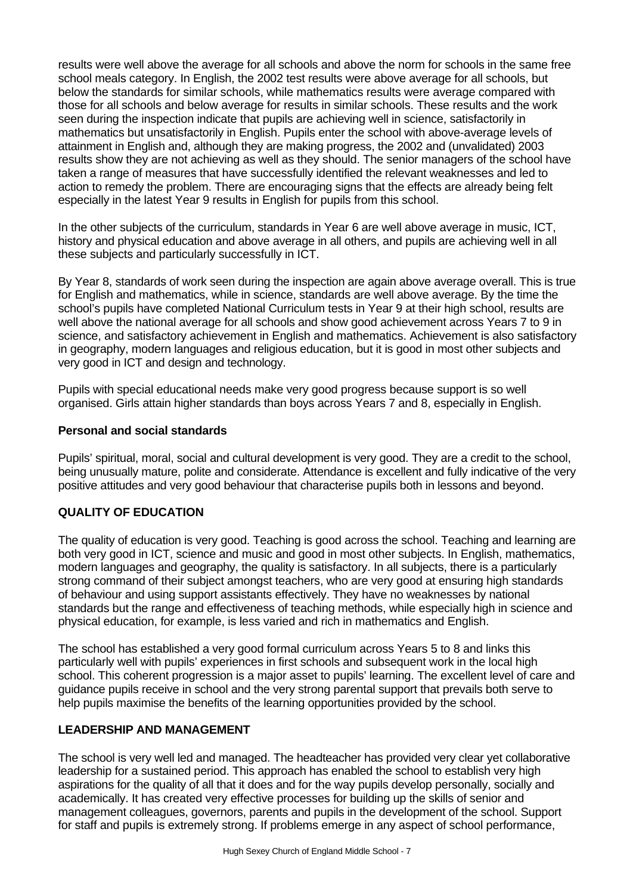results were well above the average for all schools and above the norm for schools in the same free school meals category. In English, the 2002 test results were above average for all schools, but below the standards for similar schools, while mathematics results were average compared with those for all schools and below average for results in similar schools. These results and the work seen during the inspection indicate that pupils are achieving well in science, satisfactorily in mathematics but unsatisfactorily in English. Pupils enter the school with above-average levels of attainment in English and, although they are making progress, the 2002 and (unvalidated) 2003 results show they are not achieving as well as they should. The senior managers of the school have taken a range of measures that have successfully identified the relevant weaknesses and led to action to remedy the problem. There are encouraging signs that the effects are already being felt especially in the latest Year 9 results in English for pupils from this school.

In the other subjects of the curriculum, standards in Year 6 are well above average in music, ICT, history and physical education and above average in all others, and pupils are achieving well in all these subjects and particularly successfully in ICT.

By Year 8, standards of work seen during the inspection are again above average overall. This is true for English and mathematics, while in science, standards are well above average. By the time the school's pupils have completed National Curriculum tests in Year 9 at their high school, results are well above the national average for all schools and show good achievement across Years 7 to 9 in science, and satisfactory achievement in English and mathematics. Achievement is also satisfactory in geography, modern languages and religious education, but it is good in most other subjects and very good in ICT and design and technology.

Pupils with special educational needs make very good progress because support is so well organised. Girls attain higher standards than boys across Years 7 and 8, especially in English.

**Personal and social standards**

Pupils' spiritual, moral, social and cultural development is very good. They are a credit to the school, being unusually mature, polite and considerate. Attendance is excellent and fully indicative of the very positive attitudes and very good behaviour that characterise pupils both in lessons and beyond.

## QUALITY OF EDUCATION

The quality of education is very good. Teaching is good across the school. Teaching and learning are both very good in ICT, science and music and good in most other subjects. In English, mathematics, modern languages and geography, the quality is satisfactory. In all subjects, there is a particularly strong command of their subject amongst teachers, who are very good at ensuring high standards of behaviour and using support assistants effectively. They have no weaknesses by national standards but the range and effectiveness of teaching methods, while especially high in science and physical education, for example, is less varied and rich in mathematics and English.

The school has established a very good formal curriculum across Years 5 to 8 and links this particularly well with pupils' experiences in first schools and subsequent work in the local high school. This coherent progression is a major asset to pupils' learning. The excellent level of care and guidance pupils receive in school and the very strong parental support that prevails both serve to help pupils maximise the benefits of the learning opportunities provided by the school.

## LEADERSHIP AND MANAGEMENT

The school is very well led and managed. The headteacher has provided very clear yet collaborative leadership for a sustained period. This approach has enabled the school to establish very high aspirations for the quality of all that it does and for the way pupils develop personally, socially and academically. It has created very effective processes for building up the skills of senior and management colleagues, governors, parents and pupils in the development of the school. Support for staff and pupils is extremely strong. If problems emerge in any aspect of school performance,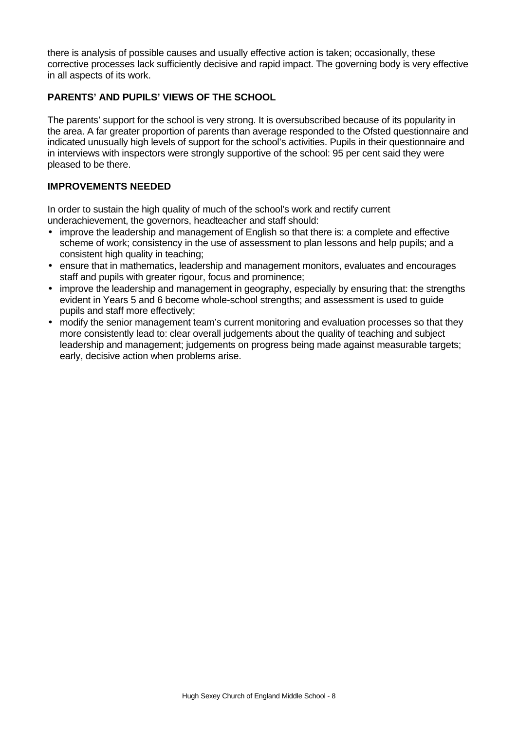there is analysis of possible causes and usually effective action is taken; occasionally, these corrective processes lack sufficiently decisive and rapid impact. The governing body is very effective in all aspects of its work.

**PARENTS' AND PUPILS' VIEWS OF THE SCHOOL**

The parents' support for the school is very strong. It is oversubscribed because of its popularity in the area. A far greater proportion of parents than average responded to the Ofsted questionnaire and indicated unusually high levels of support for the school's activities. Pupils in their questionnaire and in interviews with inspectors were strongly supportive of the school: 95 per cent said they were pleased to be there.

**IMPROVEMENTS NEEDED**

In order to sustain the high quality of much of the school's work and rectify current underachievement, the governors, headteacher and staff should:

- improve the leadership and management of English so that there is: a complete and effective scheme of work; consistency in the use of assessment to plan lessons and help pupils; and a consistent high quality in teaching;
- ensure that in mathematics, leadership and management monitors, evaluates and encourages staff and pupils with greater rigour, focus and prominence;
- improve the leadership and management in geography, especially by ensuring that: the strengths evident in Years 5 and 6 become whole-school strengths; and assessment is used to guide pupils and staff more effectively;
- modify the senior management team's current monitoring and evaluation processes so that they more consistently lead to: clear overall judgements about the quality of teaching and subject leadership and management; judgements on progress being made against measurable targets; early, decisive action when problems arise.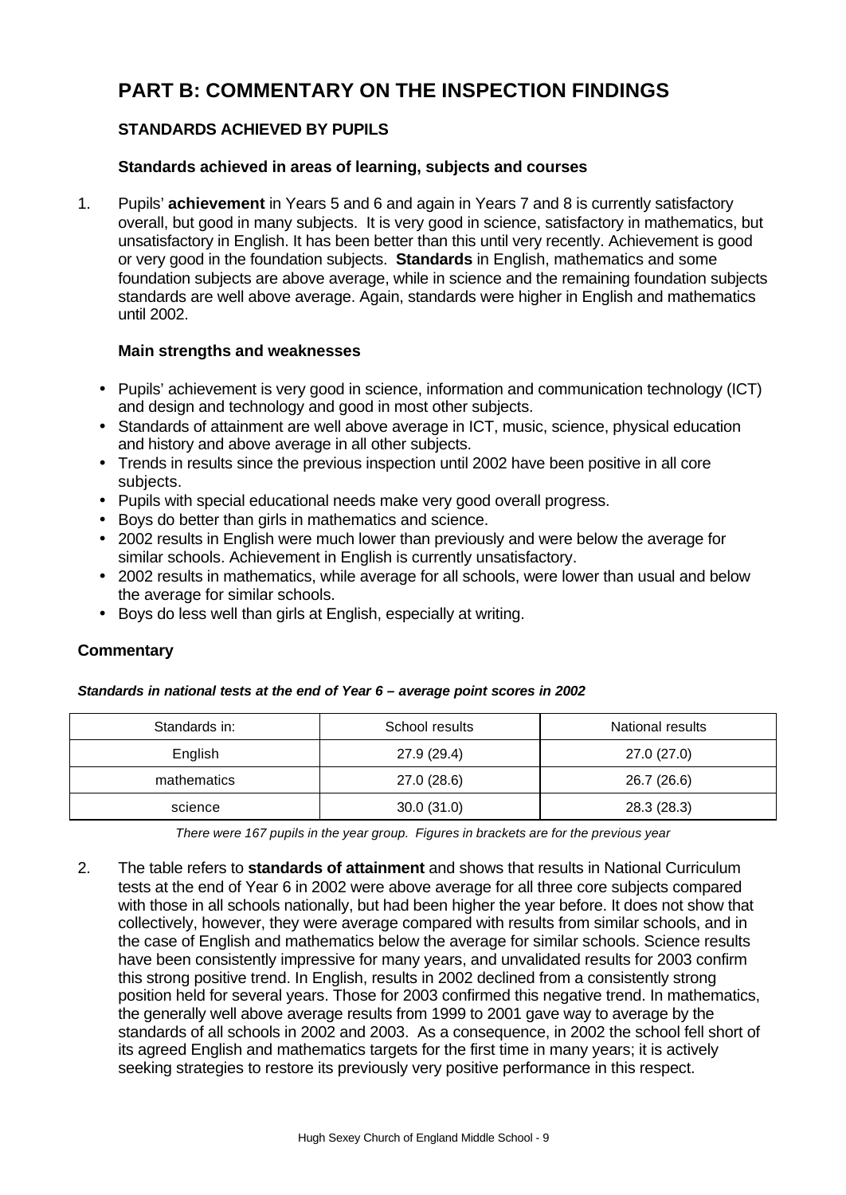# PART B: COMMENTARY ON THE INSPECTION FINDINGS

## STANDARDS ACHIEVED BY PUPILS

### Standards achieved in areas of learning, subjects and courses

1. Pupils' **achievement** in Years 5 and 6 and again in Years 7 and 8 is currently satisfactory overall, but good in many subjects. It is very good in science, satisfactory in mathematics, but unsatisfactory in English. It has been better than this until very recently. Achievement is good or very good in the foundation subjects. **Standards** in English, mathematics and some foundation subjects are above average, while in science and the remaining foundation subjects standards are well above average. Again, standards were higher in English and mathematics until 2002.

### Main strengths and weaknesses

- Pupils' achievement is very good in science, information and communication technology (ICT) and design and technology and good in most other subjects.
- Standards of attainment are well above average in ICT, music, science, physical education and history and above average in all other subjects.
- Trends in results since the previous inspection until 2002 have been positive in all core subjects.
- Pupils with special educational needs make very good overall progress.
- Boys do better than girls in mathematics and science.
- 2002 results in English were much lower than previously and were below the average for similar schools. Achievement in English is currently unsatisfactory.
- 2002 results in mathematics, while average for all schools, were lower than usual and below the average for similar schools.
- Boys do less well than girls at English, especially at writing.

### Commentary

***Standards in national tests at the end of Year 6 – average point scores in 2002***

| Standards in: | School results | National results |
|---|---|---|
| English | 27.9 (29.4) | 27.0 (27.0) |
| mathematics | 27.0 (28.6) | 26.7 (26.6) |
| science | 30.0 (31.0) | 28.3 (28.3) |

*There were 167 pupils in the year group. Figures in brackets are for the previous year*

2. The table refers to **standards of attainment** and shows that results in National Curriculum tests at the end of Year 6 in 2002 were above average for all three core subjects compared with those in all schools nationally, but had been higher the year before. It does not show that collectively, however, they were average compared with results from similar schools, and in the case of English and mathematics below the average for similar schools. Science results have been consistently impressive for many years, and unvalidated results for 2003 confirm this strong positive trend. In English, results in 2002 declined from a consistently strong position held for several years. Those for 2003 confirmed this negative trend. In mathematics, the generally well above average results from 1999 to 2001 gave way to average by the standards of all schools in 2002 and 2003. As a consequence, in 2002 the school fell short of its agreed English and mathematics targets for the first time in many years; it is actively seeking strategies to restore its previously very positive performance in this respect.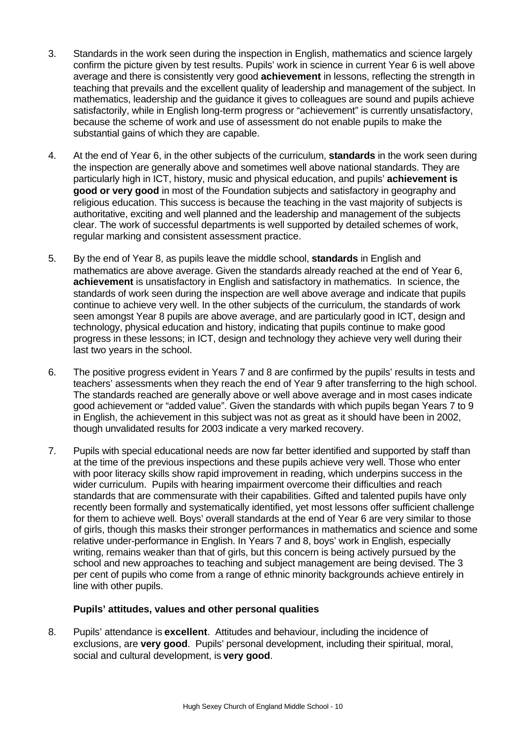3. Standards in the work seen during the inspection in English, mathematics and science largely confirm the picture given by test results. Pupils' work in science in current Year 6 is well above average and there is consistently very good **achievement** in lessons, reflecting the strength in teaching that prevails and the excellent quality of leadership and management of the subject. In mathematics, leadership and the guidance it gives to colleagues are sound and pupils achieve satisfactorily, while in English long-term progress or "achievement" is currently unsatisfactory, because the scheme of work and use of assessment do not enable pupils to make the substantial gains of which they are capable.

4. At the end of Year 6, in the other subjects of the curriculum, **standards** in the work seen during the inspection are generally above and sometimes well above national standards. They are particularly high in ICT, history, music and physical education, and pupils' **achievement is good or very good** in most of the Foundation subjects and satisfactory in geography and religious education. This success is because the teaching in the vast majority of subjects is authoritative, exciting and well planned and the leadership and management of the subjects clear. The work of successful departments is well supported by detailed schemes of work, regular marking and consistent assessment practice.

5. By the end of Year 8, as pupils leave the middle school, **standards** in English and mathematics are above average. Given the standards already reached at the end of Year 6, **achievement** is unsatisfactory in English and satisfactory in mathematics. In science, the standards of work seen during the inspection are well above average and indicate that pupils continue to achieve very well. In the other subjects of the curriculum, the standards of work seen amongst Year 8 pupils are above average, and are particularly good in ICT, design and technology, physical education and history, indicating that pupils continue to make good progress in these lessons; in ICT, design and technology they achieve very well during their last two years in the school.

6. The positive progress evident in Years 7 and 8 are confirmed by the pupils' results in tests and teachers' assessments when they reach the end of Year 9 after transferring to the high school. The standards reached are generally above or well above average and in most cases indicate good achievement or "added value". Given the standards with which pupils began Years 7 to 9 in English, the achievement in this subject was not as great as it should have been in 2002, though unvalidated results for 2003 indicate a very marked recovery.

7. Pupils with special educational needs are now far better identified and supported by staff than at the time of the previous inspections and these pupils achieve very well. Those who enter with poor literacy skills show rapid improvement in reading, which underpins success in the wider curriculum. Pupils with hearing impairment overcome their difficulties and reach standards that are commensurate with their capabilities. Gifted and talented pupils have only recently been formally and systematically identified, yet most lessons offer sufficient challenge for them to achieve well. Boys' overall standards at the end of Year 6 are very similar to those of girls, though this masks their stronger performances in mathematics and science and some relative under-performance in English. In Years 7 and 8, boys' work in English, especially writing, remains weaker than that of girls, but this concern is being actively pursued by the school and new approaches to teaching and subject management are being devised. The 3 per cent of pupils who come from a range of ethnic minority backgrounds achieve entirely in line with other pupils.

### Pupils' attitudes, values and other personal qualities

8. Pupils' attendance is **excellent**. Attitudes and behaviour, including the incidence of exclusions, are **very good**. Pupils' personal development, including their spiritual, moral, social and cultural development, is **very good**.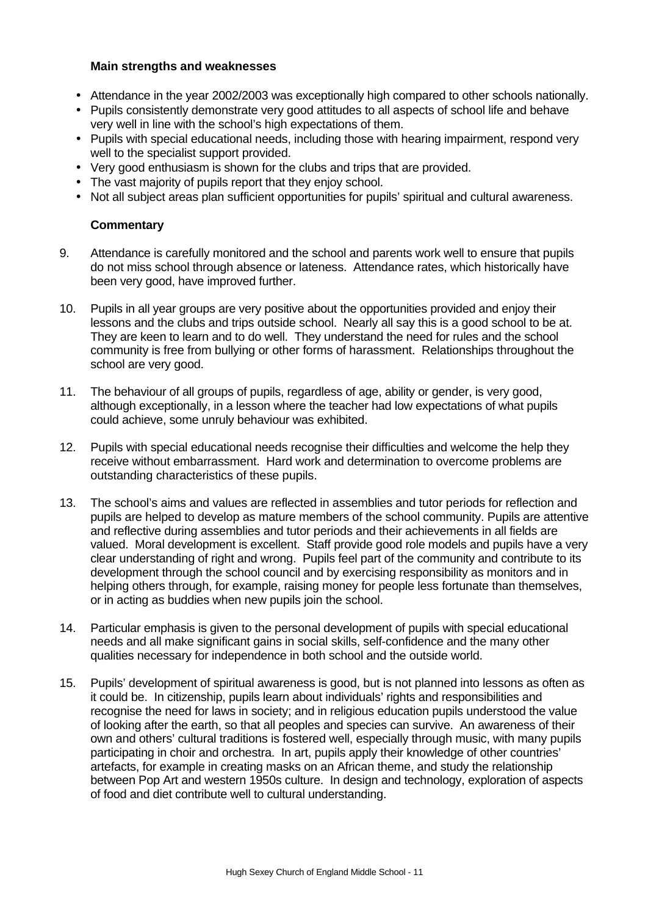### Main strengths and weaknesses

- Attendance in the year 2002/2003 was exceptionally high compared to other schools nationally.
- Pupils consistently demonstrate very good attitudes to all aspects of school life and behave very well in line with the school's high expectations of them.
- Pupils with special educational needs, including those with hearing impairment, respond very well to the specialist support provided.
- Very good enthusiasm is shown for the clubs and trips that are provided.
- The vast majority of pupils report that they enjoy school.
- Not all subject areas plan sufficient opportunities for pupils' spiritual and cultural awareness.

### Commentary

9. Attendance is carefully monitored and the school and parents work well to ensure that pupils do not miss school through absence or lateness. Attendance rates, which historically have been very good, have improved further.

10. Pupils in all year groups are very positive about the opportunities provided and enjoy their lessons and the clubs and trips outside school. Nearly all say this is a good school to be at. They are keen to learn and to do well. They understand the need for rules and the school community is free from bullying or other forms of harassment. Relationships throughout the school are very good.

11. The behaviour of all groups of pupils, regardless of age, ability or gender, is very good, although exceptionally, in a lesson where the teacher had low expectations of what pupils could achieve, some unruly behaviour was exhibited.

12. Pupils with special educational needs recognise their difficulties and welcome the help they receive without embarrassment. Hard work and determination to overcome problems are outstanding characteristics of these pupils.

13. The school's aims and values are reflected in assemblies and tutor periods for reflection and pupils are helped to develop as mature members of the school community. Pupils are attentive and reflective during assemblies and tutor periods and their achievements in all fields are valued. Moral development is excellent. Staff provide good role models and pupils have a very clear understanding of right and wrong. Pupils feel part of the community and contribute to its development through the school council and by exercising responsibility as monitors and in helping others through, for example, raising money for people less fortunate than themselves, or in acting as buddies when new pupils join the school.

14. Particular emphasis is given to the personal development of pupils with special educational needs and all make significant gains in social skills, self-confidence and the many other qualities necessary for independence in both school and the outside world.

15. Pupils' development of spiritual awareness is good, but is not planned into lessons as often as it could be. In citizenship, pupils learn about individuals' rights and responsibilities and recognise the need for laws in society; and in religious education pupils understood the value of looking after the earth, so that all peoples and species can survive. An awareness of their own and others' cultural traditions is fostered well, especially through music, with many pupils participating in choir and orchestra. In art, pupils apply their knowledge of other countries' artefacts, for example in creating masks on an African theme, and study the relationship between Pop Art and western 1950s culture. In design and technology, exploration of aspects of food and diet contribute well to cultural understanding.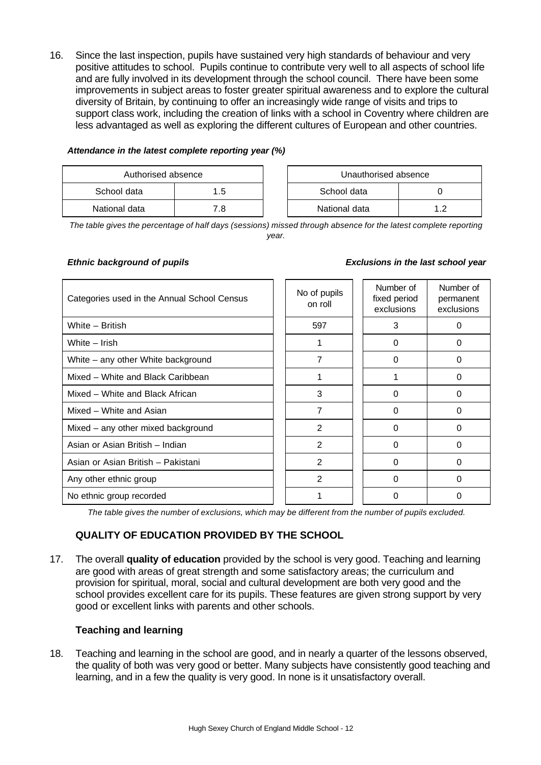16. Since the last inspection, pupils have sustained very high standards of behaviour and very positive attitudes to school. Pupils continue to contribute very well to all aspects of school life and are fully involved in its development through the school council. There have been some improvements in subject areas to foster greater spiritual awareness and to explore the cultural diversity of Britain, by continuing to offer an increasingly wide range of visits and trips to support class work, including the creation of links with a school in Coventry where children are less advantaged as well as exploring the different cultures of European and other countries.

***Attendance in the latest complete reporting year (%)***

| Authorised absence | |
|---|---|
| School data | 1.5 |
| National data | 7.8 |

| Unauthorised absence | |
|---|---|
| School data | 0 |
| National data | 1.2 |

*The table gives the percentage of half days (sessions) missed through absence for the latest complete reporting year.*

***Ethnic background of pupils*** ***Exclusions in the last school year***

| Categories used in the Annual School Census | No of pupils on roll | Number of fixed period exclusions | Number of permanent exclusions |
|---|---|---|---|
| White – British | 597 | 3 | 0 |
| White – Irish | 1 | 0 | 0 |
| White – any other White background | 7 | 0 | 0 |
| Mixed – White and Black Caribbean | 1 | 1 | 0 |
| Mixed – White and Black African | 3 | 0 | 0 |
| Mixed – White and Asian | 7 | 0 | 0 |
| Mixed – any other mixed background | 2 | 0 | 0 |
| Asian or Asian British – Indian | 2 | 0 | 0 |
| Asian or Asian British – Pakistani | 2 | 0 | 0 |
| Any other ethnic group | 2 | 0 | 0 |
| No ethnic group recorded | 1 | 0 | 0 |

*The table gives the number of exclusions, which may be different from the number of pupils excluded.*

## QUALITY OF EDUCATION PROVIDED BY THE SCHOOL

17. The overall **quality of education** provided by the school is very good. Teaching and learning are good with areas of great strength and some satisfactory areas; the curriculum and provision for spiritual, moral, social and cultural development are both very good and the school provides excellent care for its pupils. These features are given strong support by very good or excellent links with parents and other schools.

### Teaching and learning

18. Teaching and learning in the school are good, and in nearly a quarter of the lessons observed, the quality of both was very good or better. Many subjects have consistently good teaching and learning, and in a few the quality is very good. In none is it unsatisfactory overall.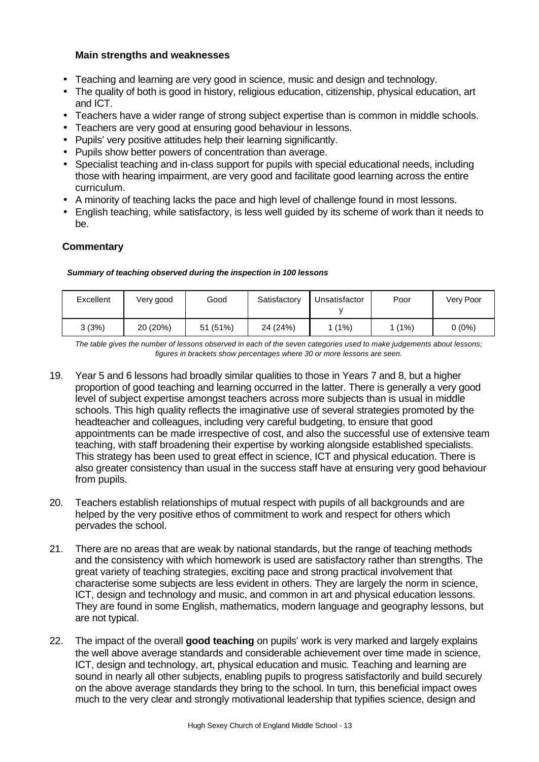### Main strengths and weaknesses

- Teaching and learning are very good in science, music and design and technology.
- The quality of both is good in history, religious education, citizenship, physical education, art and ICT.
- Teachers have a wider range of strong subject expertise than is common in middle schools.
- Teachers are very good at ensuring good behaviour in lessons.
- Pupils' very positive attitudes help their learning significantly.
- Pupils show better powers of concentration than average.
- Specialist teaching and in-class support for pupils with special educational needs, including those with hearing impairment, are very good and facilitate good learning across the entire curriculum.
- A minority of teaching lacks the pace and high level of challenge found in most lessons.
- English teaching, while satisfactory, is less well guided by its scheme of work than it needs to be.

### Commentary

***Summary of teaching observed during the inspection in 100 lessons***

| Excellent | Very good | Good | Satisfactory | Unsatisfactory | Poor | Very Poor |
|---|---|---|---|---|---|---|
| 3 (3%) | 20 (20%) | 51 (51%) | 24 (24%) | 1 (1%) | 1 (1%) | 0 (0%) |

*The table gives the number of lessons observed in each of the seven categories used to make judgements about lessons; figures in brackets show percentages where 30 or more lessons are seen.*

19. Year 5 and 6 lessons had broadly similar qualities to those in Years 7 and 8, but a higher proportion of good teaching and learning occurred in the latter. There is generally a very good level of subject expertise amongst teachers across more subjects than is usual in middle schools. This high quality reflects the imaginative use of several strategies promoted by the headteacher and colleagues, including very careful budgeting, to ensure that good appointments can be made irrespective of cost, and also the successful use of extensive team teaching, with staff broadening their expertise by working alongside established specialists. This strategy has been used to great effect in science, ICT and physical education. There is also greater consistency than usual in the success staff have at ensuring very good behaviour from pupils.

20. Teachers establish relationships of mutual respect with pupils of all backgrounds and are helped by the very positive ethos of commitment to work and respect for others which pervades the school.

21. There are no areas that are weak by national standards, but the range of teaching methods and the consistency with which homework is used are satisfactory rather than strengths. The great variety of teaching strategies, exciting pace and strong practical involvement that characterise some subjects are less evident in others. They are largely the norm in science, ICT, design and technology and music, and common in art and physical education lessons. They are found in some English, mathematics, modern language and geography lessons, but are not typical.

22. The impact of the overall **good teaching** on pupils' work is very marked and largely explains the well above average standards and considerable achievement over time made in science, ICT, design and technology, art, physical education and music. Teaching and learning are sound in nearly all other subjects, enabling pupils to progress satisfactorily and build securely on the above average standards they bring to the school. In turn, this beneficial impact owes much to the very clear and strongly motivational leadership that typifies science, design and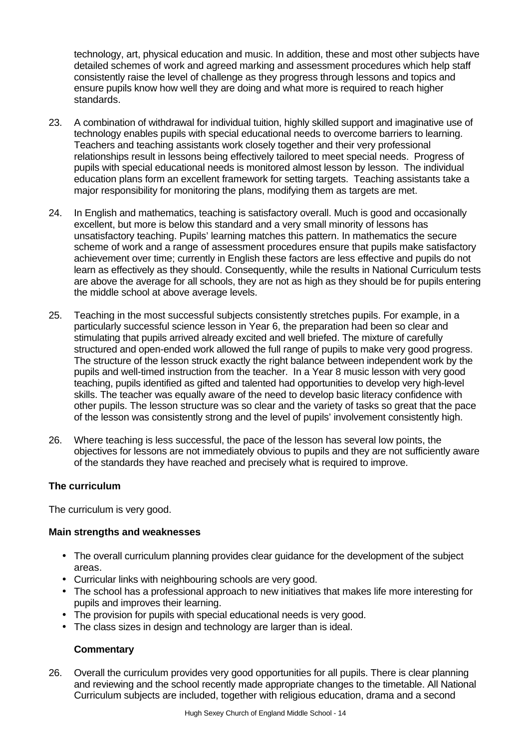technology, art, physical education and music. In addition, these and most other subjects have detailed schemes of work and agreed marking and assessment procedures which help staff consistently raise the level of challenge as they progress through lessons and topics and ensure pupils know how well they are doing and what more is required to reach higher standards.

23. A combination of withdrawal for individual tuition, highly skilled support and imaginative use of technology enables pupils with special educational needs to overcome barriers to learning. Teachers and teaching assistants work closely together and their very professional relationships result in lessons being effectively tailored to meet special needs. Progress of pupils with special educational needs is monitored almost lesson by lesson. The individual education plans form an excellent framework for setting targets. Teaching assistants take a major responsibility for monitoring the plans, modifying them as targets are met.

24. In English and mathematics, teaching is satisfactory overall. Much is good and occasionally excellent, but more is below this standard and a very small minority of lessons has unsatisfactory teaching. Pupils' learning matches this pattern. In mathematics the secure scheme of work and a range of assessment procedures ensure that pupils make satisfactory achievement over time; currently in English these factors are less effective and pupils do not learn as effectively as they should. Consequently, while the results in National Curriculum tests are above the average for all schools, they are not as high as they should be for pupils entering the middle school at above average levels.

25. Teaching in the most successful subjects consistently stretches pupils. For example, in a particularly successful science lesson in Year 6, the preparation had been so clear and stimulating that pupils arrived already excited and well briefed. The mixture of carefully structured and open-ended work allowed the full range of pupils to make very good progress. The structure of the lesson struck exactly the right balance between independent work by the pupils and well-timed instruction from the teacher. In a Year 8 music lesson with very good teaching, pupils identified as gifted and talented had opportunities to develop very high-level skills. The teacher was equally aware of the need to develop basic literacy confidence with other pupils. The lesson structure was so clear and the variety of tasks so great that the pace of the lesson was consistently strong and the level of pupils' involvement consistently high.

26. Where teaching is less successful, the pace of the lesson has several low points, the objectives for lessons are not immediately obvious to pupils and they are not sufficiently aware of the standards they have reached and precisely what is required to improve.

**The curriculum**

The curriculum is very good.

**Main strengths and weaknesses**

- The overall curriculum planning provides clear guidance for the development of the subject areas.
- Curricular links with neighbouring schools are very good.
- The school has a professional approach to new initiatives that makes life more interesting for pupils and improves their learning.
- The provision for pupils with special educational needs is very good.
- The class sizes in design and technology are larger than is ideal.

**Commentary**

26. Overall the curriculum provides very good opportunities for all pupils. There is clear planning and reviewing and the school recently made appropriate changes to the timetable. All National Curriculum subjects are included, together with religious education, drama and a second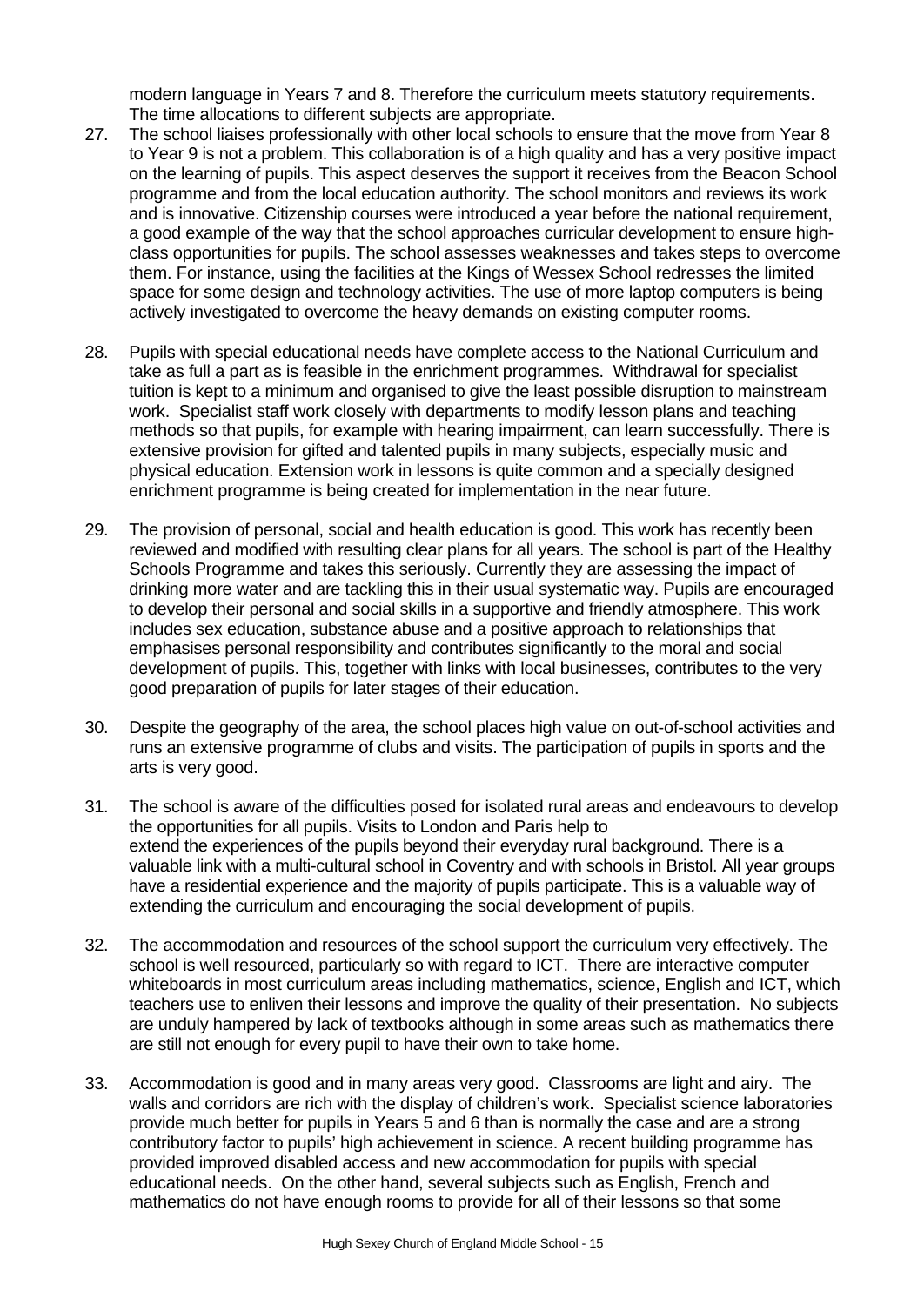modern language in Years 7 and 8. Therefore the curriculum meets statutory requirements. The time allocations to different subjects are appropriate.

27. The school liaises professionally with other local schools to ensure that the move from Year 8 to Year 9 is not a problem. This collaboration is of a high quality and has a very positive impact on the learning of pupils. This aspect deserves the support it receives from the Beacon School programme and from the local education authority. The school monitors and reviews its work and is innovative. Citizenship courses were introduced a year before the national requirement, a good example of the way that the school approaches curricular development to ensure high-class opportunities for pupils. The school assesses weaknesses and takes steps to overcome them. For instance, using the facilities at the Kings of Wessex School redresses the limited space for some design and technology activities. The use of more laptop computers is being actively investigated to overcome the heavy demands on existing computer rooms.

28. Pupils with special educational needs have complete access to the National Curriculum and take as full a part as is feasible in the enrichment programmes. Withdrawal for specialist tuition is kept to a minimum and organised to give the least possible disruption to mainstream work. Specialist staff work closely with departments to modify lesson plans and teaching methods so that pupils, for example with hearing impairment, can learn successfully. There is extensive provision for gifted and talented pupils in many subjects, especially music and physical education. Extension work in lessons is quite common and a specially designed enrichment programme is being created for implementation in the near future.

29. The provision of personal, social and health education is good. This work has recently been reviewed and modified with resulting clear plans for all years. The school is part of the Healthy Schools Programme and takes this seriously. Currently they are assessing the impact of drinking more water and are tackling this in their usual systematic way. Pupils are encouraged to develop their personal and social skills in a supportive and friendly atmosphere. This work includes sex education, substance abuse and a positive approach to relationships that emphasises personal responsibility and contributes significantly to the moral and social development of pupils. This, together with links with local businesses, contributes to the very good preparation of pupils for later stages of their education.

30. Despite the geography of the area, the school places high value on out-of-school activities and runs an extensive programme of clubs and visits. The participation of pupils in sports and the arts is very good.

31. The school is aware of the difficulties posed for isolated rural areas and endeavours to develop the opportunities for all pupils. Visits to London and Paris help to extend the experiences of the pupils beyond their everyday rural background. There is a valuable link with a multi-cultural school in Coventry and with schools in Bristol. All year groups have a residential experience and the majority of pupils participate. This is a valuable way of extending the curriculum and encouraging the social development of pupils.

32. The accommodation and resources of the school support the curriculum very effectively. The school is well resourced, particularly so with regard to ICT. There are interactive computer whiteboards in most curriculum areas including mathematics, science, English and ICT, which teachers use to enliven their lessons and improve the quality of their presentation. No subjects are unduly hampered by lack of textbooks although in some areas such as mathematics there are still not enough for every pupil to have their own to take home.

33. Accommodation is good and in many areas very good. Classrooms are light and airy. The walls and corridors are rich with the display of children's work. Specialist science laboratories provide much better for pupils in Years 5 and 6 than is normally the case and are a strong contributory factor to pupils' high achievement in science. A recent building programme has provided improved disabled access and new accommodation for pupils with special educational needs. On the other hand, several subjects such as English, French and mathematics do not have enough rooms to provide for all of their lessons so that some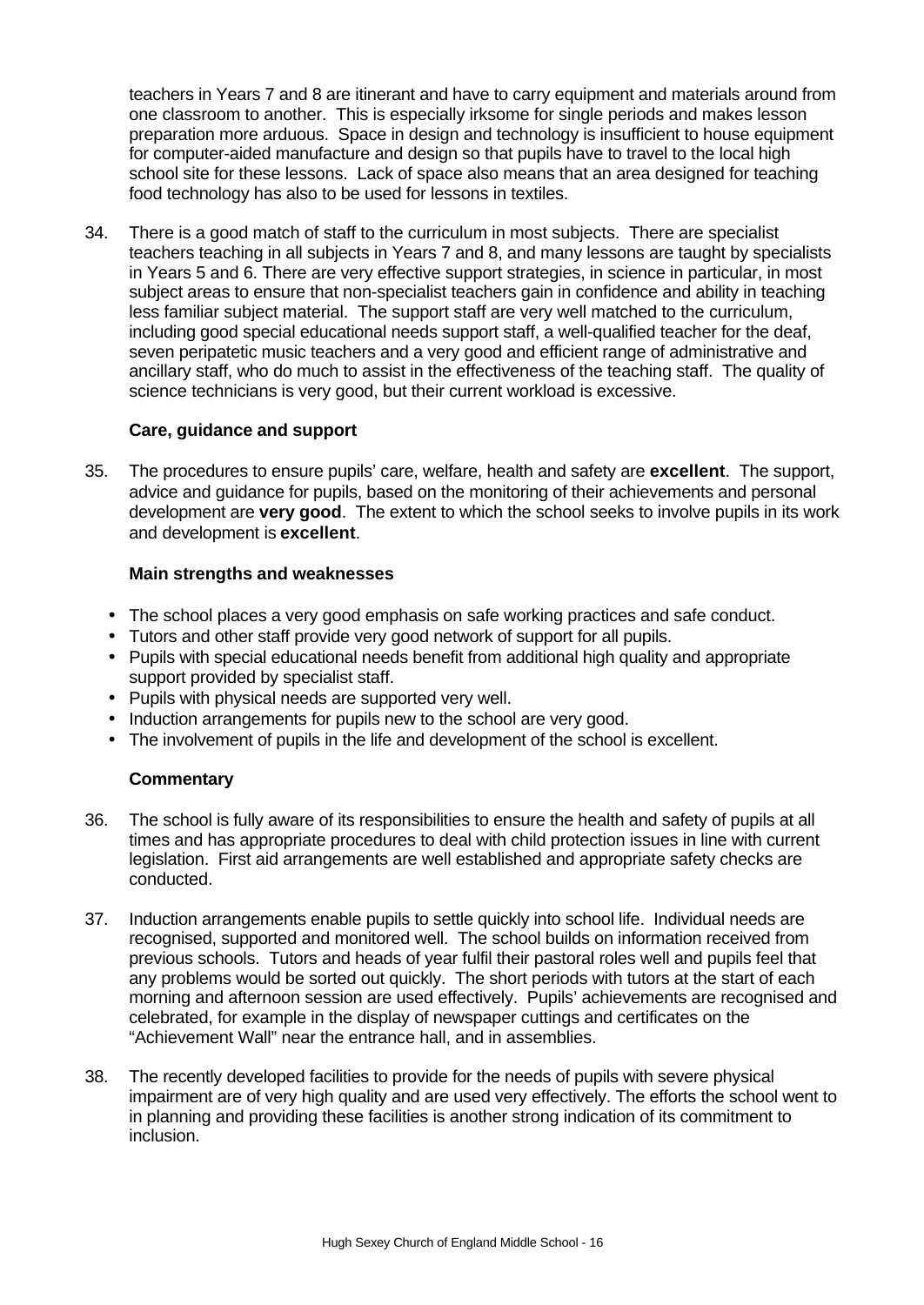teachers in Years 7 and 8 are itinerant and have to carry equipment and materials around from one classroom to another. This is especially irksome for single periods and makes lesson preparation more arduous. Space in design and technology is insufficient to house equipment for computer-aided manufacture and design so that pupils have to travel to the local high school site for these lessons. Lack of space also means that an area designed for teaching food technology has also to be used for lessons in textiles.

34. There is a good match of staff to the curriculum in most subjects. There are specialist teachers teaching in all subjects in Years 7 and 8, and many lessons are taught by specialists in Years 5 and 6. There are very effective support strategies, in science in particular, in most subject areas to ensure that non-specialist teachers gain in confidence and ability in teaching less familiar subject material. The support staff are very well matched to the curriculum, including good special educational needs support staff, a well-qualified teacher for the deaf, seven peripatetic music teachers and a very good and efficient range of administrative and ancillary staff, who do much to assist in the effectiveness of the teaching staff. The quality of science technicians is very good, but their current workload is excessive.

### Care, guidance and support

35. The procedures to ensure pupils' care, welfare, health and safety are **excellent**. The support, advice and guidance for pupils, based on the monitoring of their achievements and personal development are **very good**. The extent to which the school seeks to involve pupils in its work and development is **excellent**.

#### Main strengths and weaknesses

- The school places a very good emphasis on safe working practices and safe conduct.
- Tutors and other staff provide very good network of support for all pupils.
- Pupils with special educational needs benefit from additional high quality and appropriate support provided by specialist staff.
- Pupils with physical needs are supported very well.
- Induction arrangements for pupils new to the school are very good.
- The involvement of pupils in the life and development of the school is excellent.

#### Commentary

36. The school is fully aware of its responsibilities to ensure the health and safety of pupils at all times and has appropriate procedures to deal with child protection issues in line with current legislation. First aid arrangements are well established and appropriate safety checks are conducted.

37. Induction arrangements enable pupils to settle quickly into school life. Individual needs are recognised, supported and monitored well. The school builds on information received from previous schools. Tutors and heads of year fulfil their pastoral roles well and pupils feel that any problems would be sorted out quickly. The short periods with tutors at the start of each morning and afternoon session are used effectively. Pupils' achievements are recognised and celebrated, for example in the display of newspaper cuttings and certificates on the "Achievement Wall" near the entrance hall, and in assemblies.

38. The recently developed facilities to provide for the needs of pupils with severe physical impairment are of very high quality and are used very effectively. The efforts the school went to in planning and providing these facilities is another strong indication of its commitment to inclusion.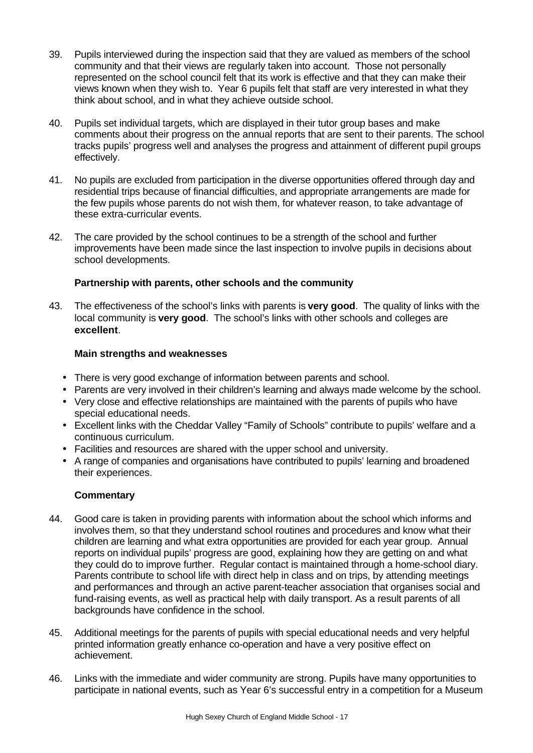39. Pupils interviewed during the inspection said that they are valued as members of the school community and that their views are regularly taken into account. Those not personally represented on the school council felt that its work is effective and that they can make their views known when they wish to. Year 6 pupils felt that staff are very interested in what they think about school, and in what they achieve outside school.

40. Pupils set individual targets, which are displayed in their tutor group bases and make comments about their progress on the annual reports that are sent to their parents. The school tracks pupils' progress well and analyses the progress and attainment of different pupil groups effectively.

41. No pupils are excluded from participation in the diverse opportunities offered through day and residential trips because of financial difficulties, and appropriate arrangements are made for the few pupils whose parents do not wish them, for whatever reason, to take advantage of these extra-curricular events.

42. The care provided by the school continues to be a strength of the school and further improvements have been made since the last inspection to involve pupils in decisions about school developments.

### Partnership with parents, other schools and the community

43. The effectiveness of the school's links with parents is **very good**. The quality of links with the local community is **very good**. The school's links with other schools and colleges are **excellent**.

#### Main strengths and weaknesses

- There is very good exchange of information between parents and school.
- Parents are very involved in their children's learning and always made welcome by the school.
- Very close and effective relationships are maintained with the parents of pupils who have special educational needs.
- Excellent links with the Cheddar Valley "Family of Schools" contribute to pupils' welfare and a continuous curriculum.
- Facilities and resources are shared with the upper school and university.
- A range of companies and organisations have contributed to pupils' learning and broadened their experiences.

#### Commentary

44. Good care is taken in providing parents with information about the school which informs and involves them, so that they understand school routines and procedures and know what their children are learning and what extra opportunities are provided for each year group. Annual reports on individual pupils' progress are good, explaining how they are getting on and what they could do to improve further. Regular contact is maintained through a home-school diary. Parents contribute to school life with direct help in class and on trips, by attending meetings and performances and through an active parent-teacher association that organises social and fund-raising events, as well as practical help with daily transport. As a result parents of all backgrounds have confidence in the school.

45. Additional meetings for the parents of pupils with special educational needs and very helpful printed information greatly enhance co-operation and have a very positive effect on achievement.

46. Links with the immediate and wider community are strong. Pupils have many opportunities to participate in national events, such as Year 6's successful entry in a competition for a Museum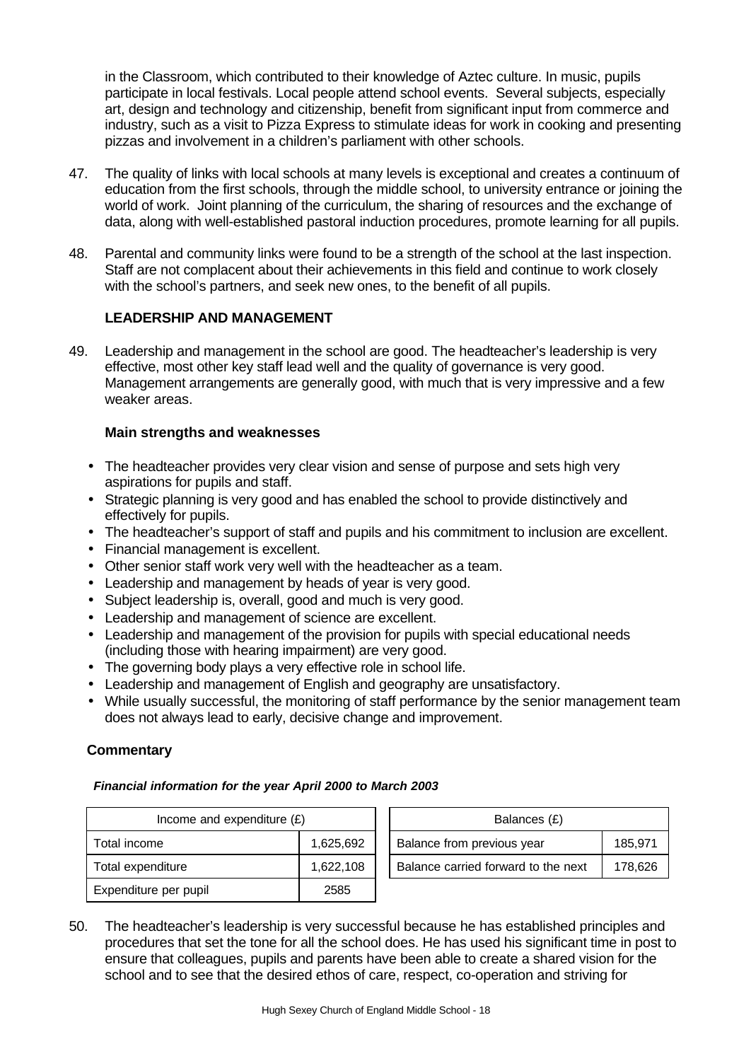in the Classroom, which contributed to their knowledge of Aztec culture. In music, pupils participate in local festivals. Local people attend school events. Several subjects, especially art, design and technology and citizenship, benefit from significant input from commerce and industry, such as a visit to Pizza Express to stimulate ideas for work in cooking and presenting pizzas and involvement in a children's parliament with other schools.

47. The quality of links with local schools at many levels is exceptional and creates a continuum of education from the first schools, through the middle school, to university entrance or joining the world of work. Joint planning of the curriculum, the sharing of resources and the exchange of data, along with well-established pastoral induction procedures, promote learning for all pupils.

48. Parental and community links were found to be a strength of the school at the last inspection. Staff are not complacent about their achievements in this field and continue to work closely with the school's partners, and seek new ones, to the benefit of all pupils.

## LEADERSHIP AND MANAGEMENT

49. Leadership and management in the school are good. The headteacher's leadership is very effective, most other key staff lead well and the quality of governance is very good. Management arrangements are generally good, with much that is very impressive and a few weaker areas.

### Main strengths and weaknesses

- The headteacher provides very clear vision and sense of purpose and sets high very aspirations for pupils and staff.
- Strategic planning is very good and has enabled the school to provide distinctively and effectively for pupils.
- The headteacher's support of staff and pupils and his commitment to inclusion are excellent.
- Financial management is excellent.
- Other senior staff work very well with the headteacher as a team.
- Leadership and management by heads of year is very good.
- Subject leadership is, overall, good and much is very good.
- Leadership and management of science are excellent.
- Leadership and management of the provision for pupils with special educational needs (including those with hearing impairment) are very good.
- The governing body plays a very effective role in school life.
- Leadership and management of English and geography are unsatisfactory.
- While usually successful, the monitoring of staff performance by the senior management team does not always lead to early, decisive change and improvement.

### Commentary

***Financial information for the year April 2000 to March 2003***

| Income and expenditure (£) | |
|---|---|
| Total income | 1,625,692 |
| Total expenditure | 1,622,108 |
| Expenditure per pupil | 2585 |

| Balances (£) | |
|---|---|
| Balance from previous year | 185,971 |
| Balance carried forward to the next | 178,626 |

50. The headteacher's leadership is very successful because he has established principles and procedures that set the tone for all the school does. He has used his significant time in post to ensure that colleagues, pupils and parents have been able to create a shared vision for the school and to see that the desired ethos of care, respect, co-operation and striving for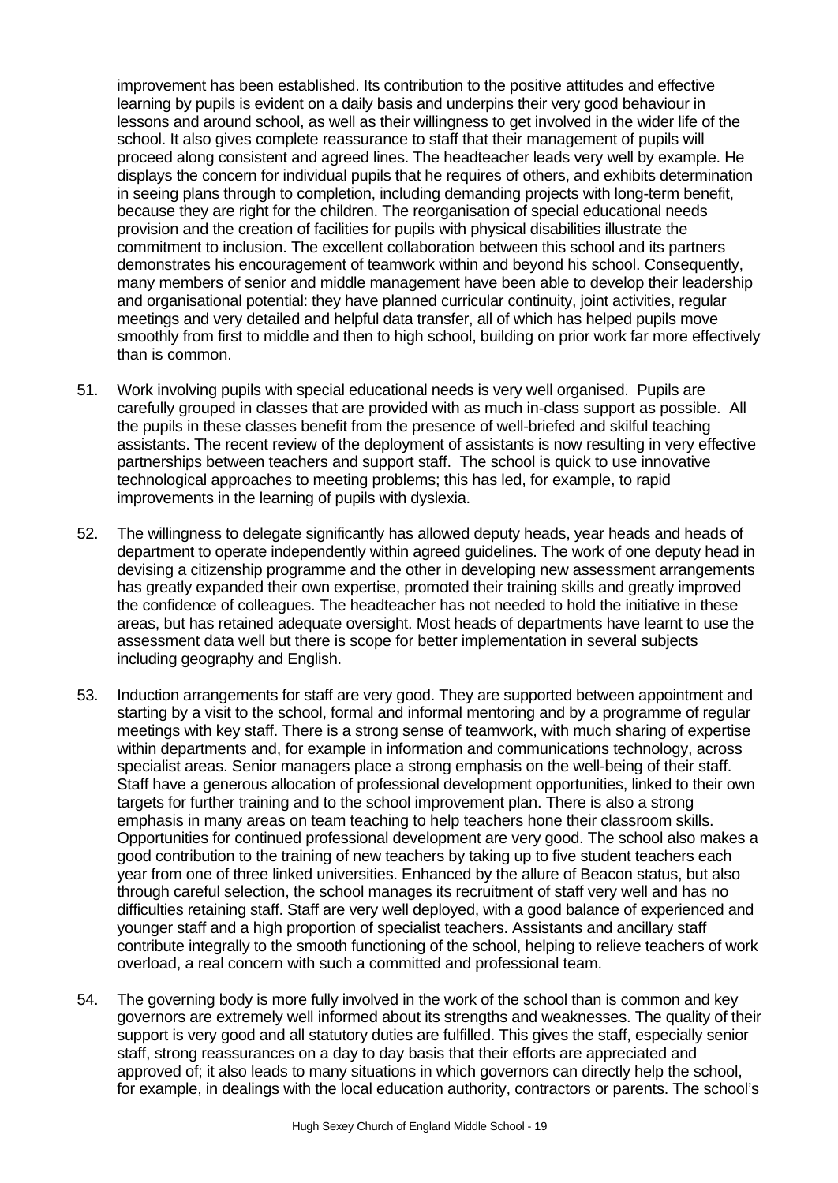improvement has been established. Its contribution to the positive attitudes and effective learning by pupils is evident on a daily basis and underpins their very good behaviour in lessons and around school, as well as their willingness to get involved in the wider life of the school. It also gives complete reassurance to staff that their management of pupils will proceed along consistent and agreed lines. The headteacher leads very well by example. He displays the concern for individual pupils that he requires of others, and exhibits determination in seeing plans through to completion, including demanding projects with long-term benefit, because they are right for the children. The reorganisation of special educational needs provision and the creation of facilities for pupils with physical disabilities illustrate the commitment to inclusion. The excellent collaboration between this school and its partners demonstrates his encouragement of teamwork within and beyond his school. Consequently, many members of senior and middle management have been able to develop their leadership and organisational potential: they have planned curricular continuity, joint activities, regular meetings and very detailed and helpful data transfer, all of which has helped pupils move smoothly from first to middle and then to high school, building on prior work far more effectively than is common.

51. Work involving pupils with special educational needs is very well organised. Pupils are carefully grouped in classes that are provided with as much in-class support as possible. All the pupils in these classes benefit from the presence of well-briefed and skilful teaching assistants. The recent review of the deployment of assistants is now resulting in very effective partnerships between teachers and support staff. The school is quick to use innovative technological approaches to meeting problems; this has led, for example, to rapid improvements in the learning of pupils with dyslexia.

52. The willingness to delegate significantly has allowed deputy heads, year heads and heads of department to operate independently within agreed guidelines. The work of one deputy head in devising a citizenship programme and the other in developing new assessment arrangements has greatly expanded their own expertise, promoted their training skills and greatly improved the confidence of colleagues. The headteacher has not needed to hold the initiative in these areas, but has retained adequate oversight. Most heads of departments have learnt to use the assessment data well but there is scope for better implementation in several subjects including geography and English.

53. Induction arrangements for staff are very good. They are supported between appointment and starting by a visit to the school, formal and informal mentoring and by a programme of regular meetings with key staff. There is a strong sense of teamwork, with much sharing of expertise within departments and, for example in information and communications technology, across specialist areas. Senior managers place a strong emphasis on the well-being of their staff. Staff have a generous allocation of professional development opportunities, linked to their own targets for further training and to the school improvement plan. There is also a strong emphasis in many areas on team teaching to help teachers hone their classroom skills. Opportunities for continued professional development are very good. The school also makes a good contribution to the training of new teachers by taking up to five student teachers each year from one of three linked universities. Enhanced by the allure of Beacon status, but also through careful selection, the school manages its recruitment of staff very well and has no difficulties retaining staff. Staff are very well deployed, with a good balance of experienced and younger staff and a high proportion of specialist teachers. Assistants and ancillary staff contribute integrally to the smooth functioning of the school, helping to relieve teachers of work overload, a real concern with such a committed and professional team.

54. The governing body is more fully involved in the work of the school than is common and key governors are extremely well informed about its strengths and weaknesses. The quality of their support is very good and all statutory duties are fulfilled. This gives the staff, especially senior staff, strong reassurances on a day to day basis that their efforts are appreciated and approved of; it also leads to many situations in which governors can directly help the school, for example, in dealings with the local education authority, contractors or parents. The school's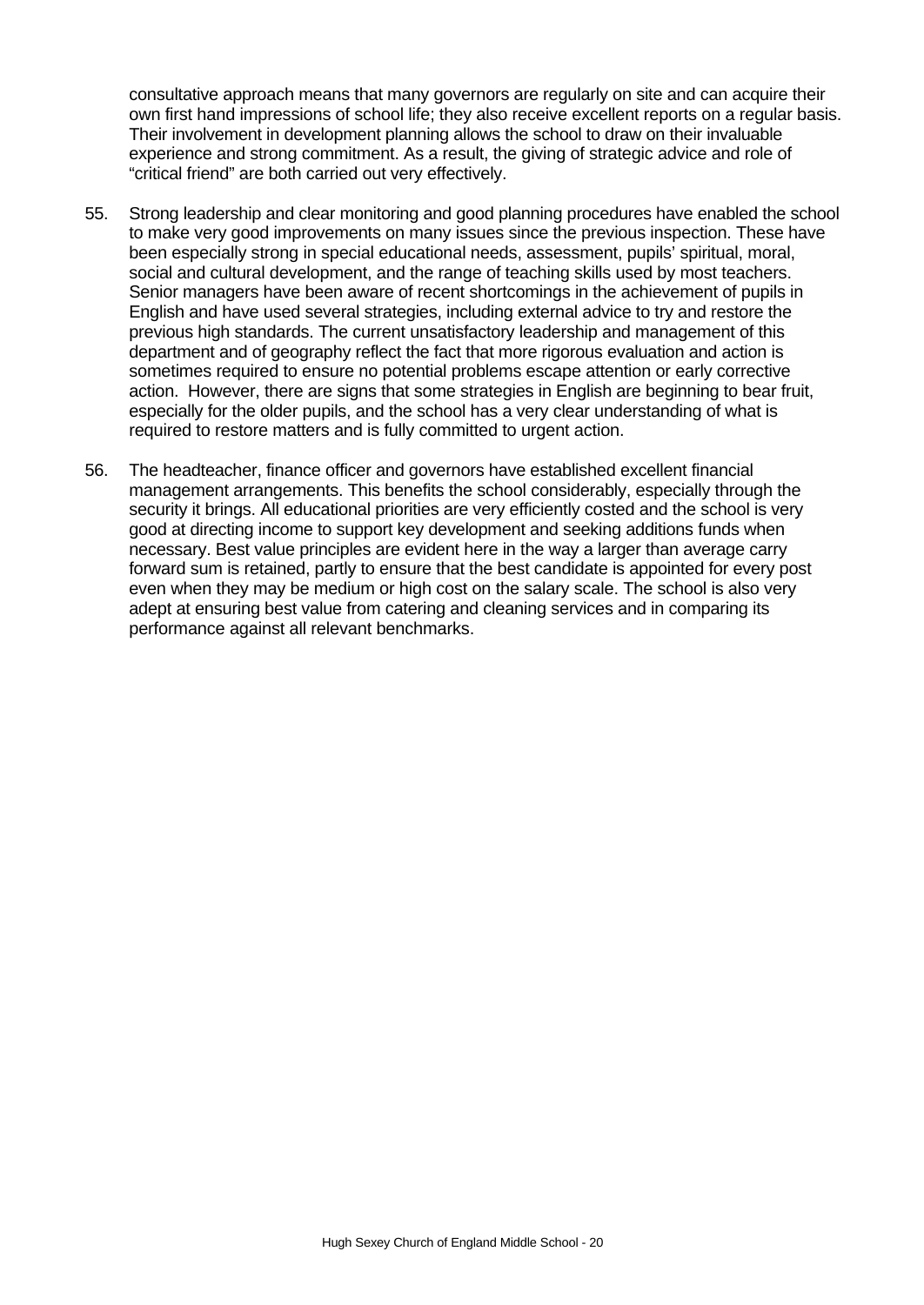consultative approach means that many governors are regularly on site and can acquire their own first hand impressions of school life; they also receive excellent reports on a regular basis. Their involvement in development planning allows the school to draw on their invaluable experience and strong commitment. As a result, the giving of strategic advice and role of "critical friend" are both carried out very effectively.

55. Strong leadership and clear monitoring and good planning procedures have enabled the school to make very good improvements on many issues since the previous inspection. These have been especially strong in special educational needs, assessment, pupils' spiritual, moral, social and cultural development, and the range of teaching skills used by most teachers. Senior managers have been aware of recent shortcomings in the achievement of pupils in English and have used several strategies, including external advice to try and restore the previous high standards. The current unsatisfactory leadership and management of this department and of geography reflect the fact that more rigorous evaluation and action is sometimes required to ensure no potential problems escape attention or early corrective action. However, there are signs that some strategies in English are beginning to bear fruit, especially for the older pupils, and the school has a very clear understanding of what is required to restore matters and is fully committed to urgent action.

56. The headteacher, finance officer and governors have established excellent financial management arrangements. This benefits the school considerably, especially through the security it brings. All educational priorities are very efficiently costed and the school is very good at directing income to support key development and seeking additions funds when necessary. Best value principles are evident here in the way a larger than average carry forward sum is retained, partly to ensure that the best candidate is appointed for every post even when they may be medium or high cost on the salary scale. The school is also very adept at ensuring best value from catering and cleaning services and in comparing its performance against all relevant benchmarks.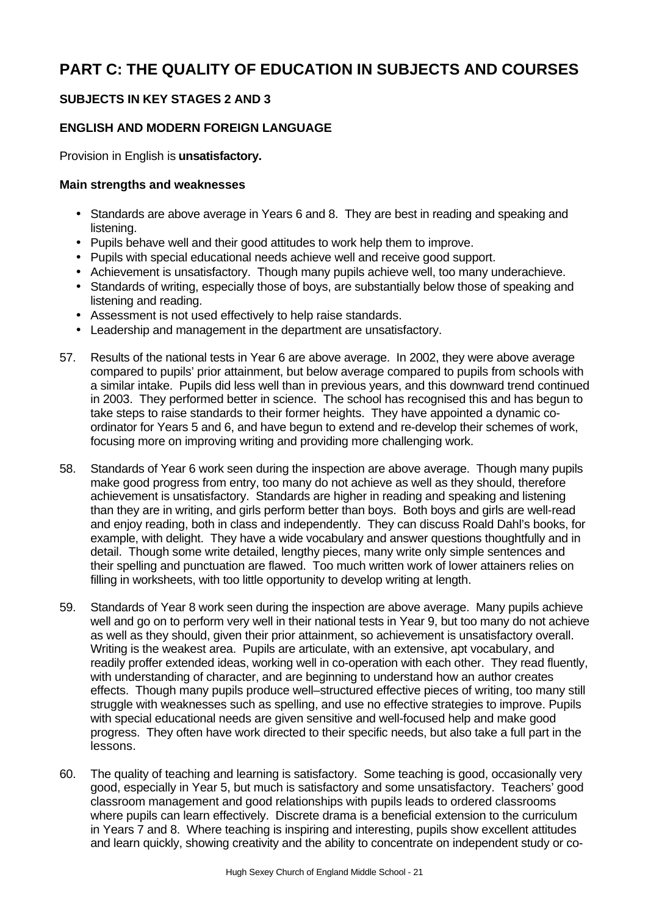# PART C: THE QUALITY OF EDUCATION IN SUBJECTS AND COURSES

## SUBJECTS IN KEY STAGES 2 AND 3

### ENGLISH AND MODERN FOREIGN LANGUAGE

Provision in English is **unsatisfactory.**

**Main strengths and weaknesses**

- Standards are above average in Years 6 and 8. They are best in reading and speaking and listening.
- Pupils behave well and their good attitudes to work help them to improve.
- Pupils with special educational needs achieve well and receive good support.
- Achievement is unsatisfactory. Though many pupils achieve well, too many underachieve.
- Standards of writing, especially those of boys, are substantially below those of speaking and listening and reading.
- Assessment is not used effectively to help raise standards.
- Leadership and management in the department are unsatisfactory.

57. Results of the national tests in Year 6 are above average. In 2002, they were above average compared to pupils' prior attainment, but below average compared to pupils from schools with a similar intake. Pupils did less well than in previous years, and this downward trend continued in 2003. They performed better in science. The school has recognised this and has begun to take steps to raise standards to their former heights. They have appointed a dynamic co-ordinator for Years 5 and 6, and have begun to extend and re-develop their schemes of work, focusing more on improving writing and providing more challenging work.

58. Standards of Year 6 work seen during the inspection are above average. Though many pupils make good progress from entry, too many do not achieve as well as they should, therefore achievement is unsatisfactory. Standards are higher in reading and speaking and listening than they are in writing, and girls perform better than boys. Both boys and girls are well-read and enjoy reading, both in class and independently. They can discuss Roald Dahl's books, for example, with delight. They have a wide vocabulary and answer questions thoughtfully and in detail. Though some write detailed, lengthy pieces, many write only simple sentences and their spelling and punctuation are flawed. Too much written work of lower attainers relies on filling in worksheets, with too little opportunity to develop writing at length.

59. Standards of Year 8 work seen during the inspection are above average. Many pupils achieve well and go on to perform very well in their national tests in Year 9, but too many do not achieve as well as they should, given their prior attainment, so achievement is unsatisfactory overall. Writing is the weakest area. Pupils are articulate, with an extensive, apt vocabulary, and readily proffer extended ideas, working well in co-operation with each other. They read fluently, with understanding of character, and are beginning to understand how an author creates effects. Though many pupils produce well–structured effective pieces of writing, too many still struggle with weaknesses such as spelling, and use no effective strategies to improve. Pupils with special educational needs are given sensitive and well-focused help and make good progress. They often have work directed to their specific needs, but also take a full part in the lessons.

60. The quality of teaching and learning is satisfactory. Some teaching is good, occasionally very good, especially in Year 5, but much is satisfactory and some unsatisfactory. Teachers' good classroom management and good relationships with pupils leads to ordered classrooms where pupils can learn effectively. Discrete drama is a beneficial extension to the curriculum in Years 7 and 8. Where teaching is inspiring and interesting, pupils show excellent attitudes and learn quickly, showing creativity and the ability to concentrate on independent study or co-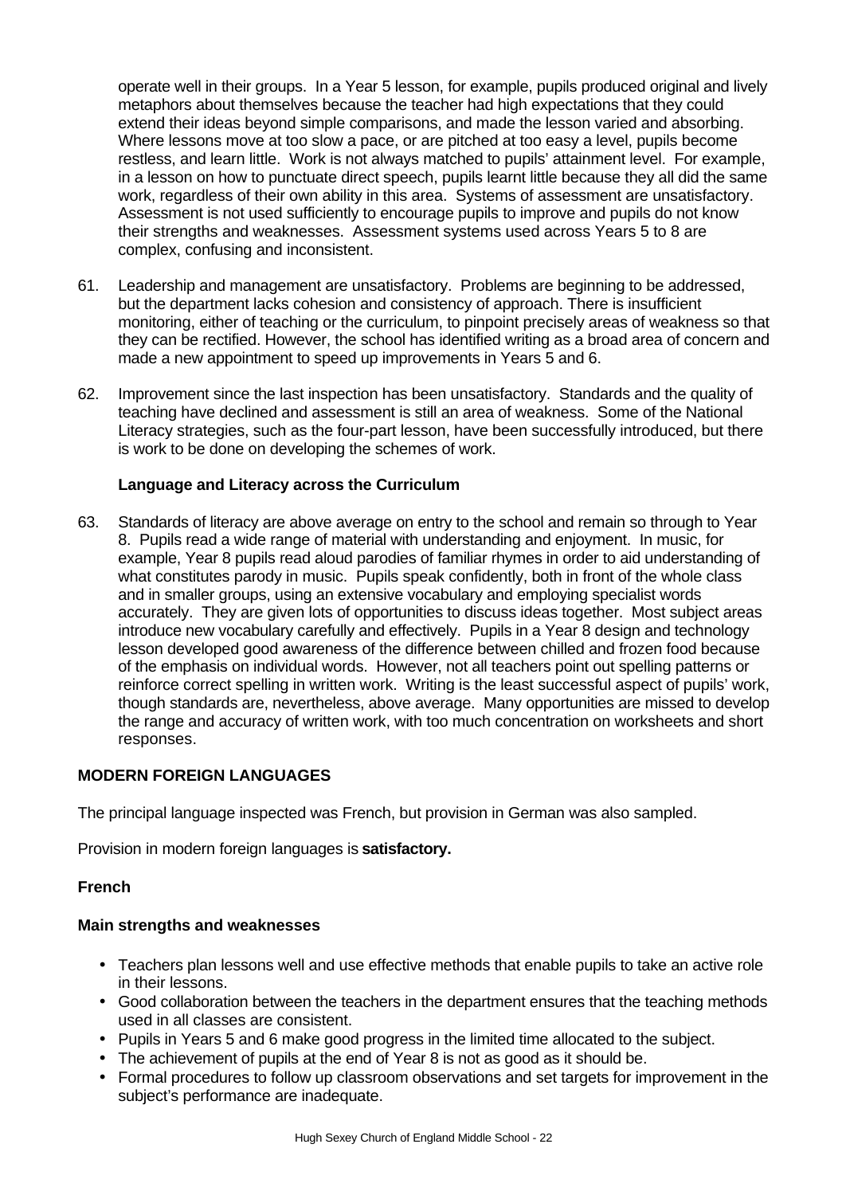operate well in their groups. In a Year 5 lesson, for example, pupils produced original and lively metaphors about themselves because the teacher had high expectations that they could extend their ideas beyond simple comparisons, and made the lesson varied and absorbing. Where lessons move at too slow a pace, or are pitched at too easy a level, pupils become restless, and learn little. Work is not always matched to pupils' attainment level. For example, in a lesson on how to punctuate direct speech, pupils learnt little because they all did the same work, regardless of their own ability in this area. Systems of assessment are unsatisfactory. Assessment is not used sufficiently to encourage pupils to improve and pupils do not know their strengths and weaknesses. Assessment systems used across Years 5 to 8 are complex, confusing and inconsistent.

61. Leadership and management are unsatisfactory. Problems are beginning to be addressed, but the department lacks cohesion and consistency of approach. There is insufficient monitoring, either of teaching or the curriculum, to pinpoint precisely areas of weakness so that they can be rectified. However, the school has identified writing as a broad area of concern and made a new appointment to speed up improvements in Years 5 and 6.

62. Improvement since the last inspection has been unsatisfactory. Standards and the quality of teaching have declined and assessment is still an area of weakness. Some of the National Literacy strategies, such as the four-part lesson, have been successfully introduced, but there is work to be done on developing the schemes of work.

**Language and Literacy across the Curriculum**

63. Standards of literacy are above average on entry to the school and remain so through to Year 8. Pupils read a wide range of material with understanding and enjoyment. In music, for example, Year 8 pupils read aloud parodies of familiar rhymes in order to aid understanding of what constitutes parody in music. Pupils speak confidently, both in front of the whole class and in smaller groups, using an extensive vocabulary and employing specialist words accurately. They are given lots of opportunities to discuss ideas together. Most subject areas introduce new vocabulary carefully and effectively. Pupils in a Year 8 design and technology lesson developed good awareness of the difference between chilled and frozen food because of the emphasis on individual words. However, not all teachers point out spelling patterns or reinforce correct spelling in written work. Writing is the least successful aspect of pupils' work, though standards are, nevertheless, above average. Many opportunities are missed to develop the range and accuracy of written work, with too much concentration on worksheets and short responses.

## MODERN FOREIGN LANGUAGES

The principal language inspected was French, but provision in German was also sampled.

Provision in modern foreign languages is **satisfactory.**

### French

**Main strengths and weaknesses**

- Teachers plan lessons well and use effective methods that enable pupils to take an active role in their lessons.
- Good collaboration between the teachers in the department ensures that the teaching methods used in all classes are consistent.
- Pupils in Years 5 and 6 make good progress in the limited time allocated to the subject.
- The achievement of pupils at the end of Year 8 is not as good as it should be.
- Formal procedures to follow up classroom observations and set targets for improvement in the subject's performance are inadequate.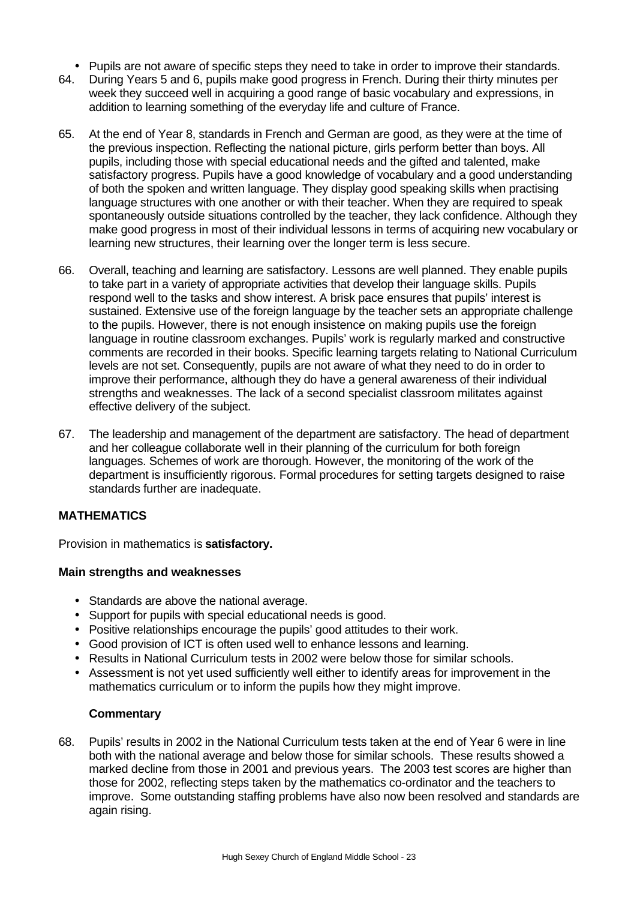- Pupils are not aware of specific steps they need to take in order to improve their standards.

64. During Years 5 and 6, pupils make good progress in French. During their thirty minutes per week they succeed well in acquiring a good range of basic vocabulary and expressions, in addition to learning something of the everyday life and culture of France.

65. At the end of Year 8, standards in French and German are good, as they were at the time of the previous inspection. Reflecting the national picture, girls perform better than boys. All pupils, including those with special educational needs and the gifted and talented, make satisfactory progress. Pupils have a good knowledge of vocabulary and a good understanding of both the spoken and written language. They display good speaking skills when practising language structures with one another or with their teacher. When they are required to speak spontaneously outside situations controlled by the teacher, they lack confidence. Although they make good progress in most of their individual lessons in terms of acquiring new vocabulary or learning new structures, their learning over the longer term is less secure.

66. Overall, teaching and learning are satisfactory. Lessons are well planned. They enable pupils to take part in a variety of appropriate activities that develop their language skills. Pupils respond well to the tasks and show interest. A brisk pace ensures that pupils' interest is sustained. Extensive use of the foreign language by the teacher sets an appropriate challenge to the pupils. However, there is not enough insistence on making pupils use the foreign language in routine classroom exchanges. Pupils' work is regularly marked and constructive comments are recorded in their books. Specific learning targets relating to National Curriculum levels are not set. Consequently, pupils are not aware of what they need to do in order to improve their performance, although they do have a general awareness of their individual strengths and weaknesses. The lack of a second specialist classroom militates against effective delivery of the subject.

67. The leadership and management of the department are satisfactory. The head of department and her colleague collaborate well in their planning of the curriculum for both foreign languages. Schemes of work are thorough. However, the monitoring of the work of the department is insufficiently rigorous. Formal procedures for setting targets designed to raise standards further are inadequate.

## MATHEMATICS

Provision in mathematics is **satisfactory.**

### Main strengths and weaknesses

- Standards are above the national average.
- Support for pupils with special educational needs is good.
- Positive relationships encourage the pupils' good attitudes to their work.
- Good provision of ICT is often used well to enhance lessons and learning.
- Results in National Curriculum tests in 2002 were below those for similar schools.
- Assessment is not yet used sufficiently well either to identify areas for improvement in the mathematics curriculum or to inform the pupils how they might improve.

### Commentary

68. Pupils' results in 2002 in the National Curriculum tests taken at the end of Year 6 were in line both with the national average and below those for similar schools. These results showed a marked decline from those in 2001 and previous years. The 2003 test scores are higher than those for 2002, reflecting steps taken by the mathematics co-ordinator and the teachers to improve. Some outstanding staffing problems have also now been resolved and standards are again rising.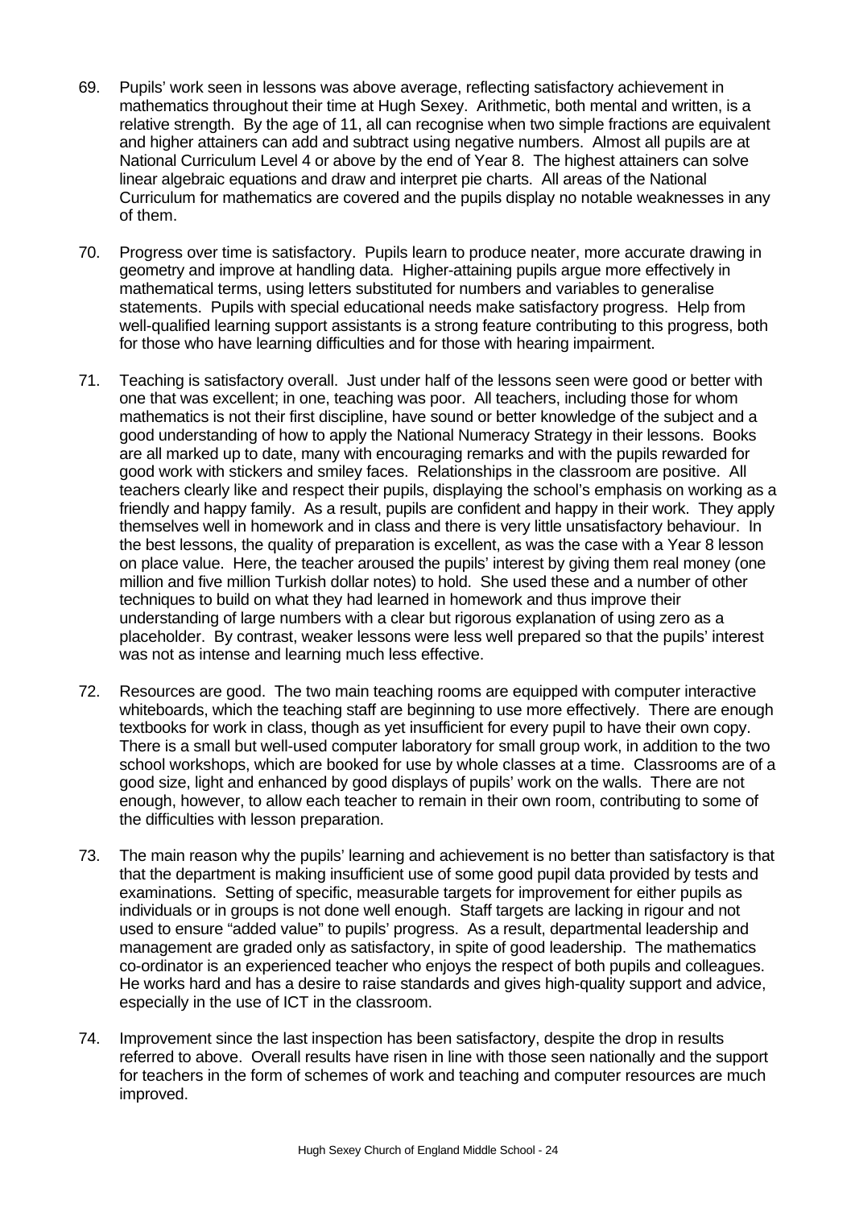69. Pupils' work seen in lessons was above average, reflecting satisfactory achievement in mathematics throughout their time at Hugh Sexey. Arithmetic, both mental and written, is a relative strength. By the age of 11, all can recognise when two simple fractions are equivalent and higher attainers can add and subtract using negative numbers. Almost all pupils are at National Curriculum Level 4 or above by the end of Year 8. The highest attainers can solve linear algebraic equations and draw and interpret pie charts. All areas of the National Curriculum for mathematics are covered and the pupils display no notable weaknesses in any of them.

70. Progress over time is satisfactory. Pupils learn to produce neater, more accurate drawing in geometry and improve at handling data. Higher-attaining pupils argue more effectively in mathematical terms, using letters substituted for numbers and variables to generalise statements. Pupils with special educational needs make satisfactory progress. Help from well-qualified learning support assistants is a strong feature contributing to this progress, both for those who have learning difficulties and for those with hearing impairment.

71. Teaching is satisfactory overall. Just under half of the lessons seen were good or better with one that was excellent; in one, teaching was poor. All teachers, including those for whom mathematics is not their first discipline, have sound or better knowledge of the subject and a good understanding of how to apply the National Numeracy Strategy in their lessons. Books are all marked up to date, many with encouraging remarks and with the pupils rewarded for good work with stickers and smiley faces. Relationships in the classroom are positive. All teachers clearly like and respect their pupils, displaying the school's emphasis on working as a friendly and happy family. As a result, pupils are confident and happy in their work. They apply themselves well in homework and in class and there is very little unsatisfactory behaviour. In the best lessons, the quality of preparation is excellent, as was the case with a Year 8 lesson on place value. Here, the teacher aroused the pupils' interest by giving them real money (one million and five million Turkish dollar notes) to hold. She used these and a number of other techniques to build on what they had learned in homework and thus improve their understanding of large numbers with a clear but rigorous explanation of using zero as a placeholder. By contrast, weaker lessons were less well prepared so that the pupils' interest was not as intense and learning much less effective.

72. Resources are good. The two main teaching rooms are equipped with computer interactive whiteboards, which the teaching staff are beginning to use more effectively. There are enough textbooks for work in class, though as yet insufficient for every pupil to have their own copy. There is a small but well-used computer laboratory for small group work, in addition to the two school workshops, which are booked for use by whole classes at a time. Classrooms are of a good size, light and enhanced by good displays of pupils' work on the walls. There are not enough, however, to allow each teacher to remain in their own room, contributing to some of the difficulties with lesson preparation.

73. The main reason why the pupils' learning and achievement is no better than satisfactory is that that the department is making insufficient use of some good pupil data provided by tests and examinations. Setting of specific, measurable targets for improvement for either pupils as individuals or in groups is not done well enough. Staff targets are lacking in rigour and not used to ensure "added value" to pupils' progress. As a result, departmental leadership and management are graded only as satisfactory, in spite of good leadership. The mathematics co-ordinator is an experienced teacher who enjoys the respect of both pupils and colleagues. He works hard and has a desire to raise standards and gives high-quality support and advice, especially in the use of ICT in the classroom.

74. Improvement since the last inspection has been satisfactory, despite the drop in results referred to above. Overall results have risen in line with those seen nationally and the support for teachers in the form of schemes of work and teaching and computer resources are much improved.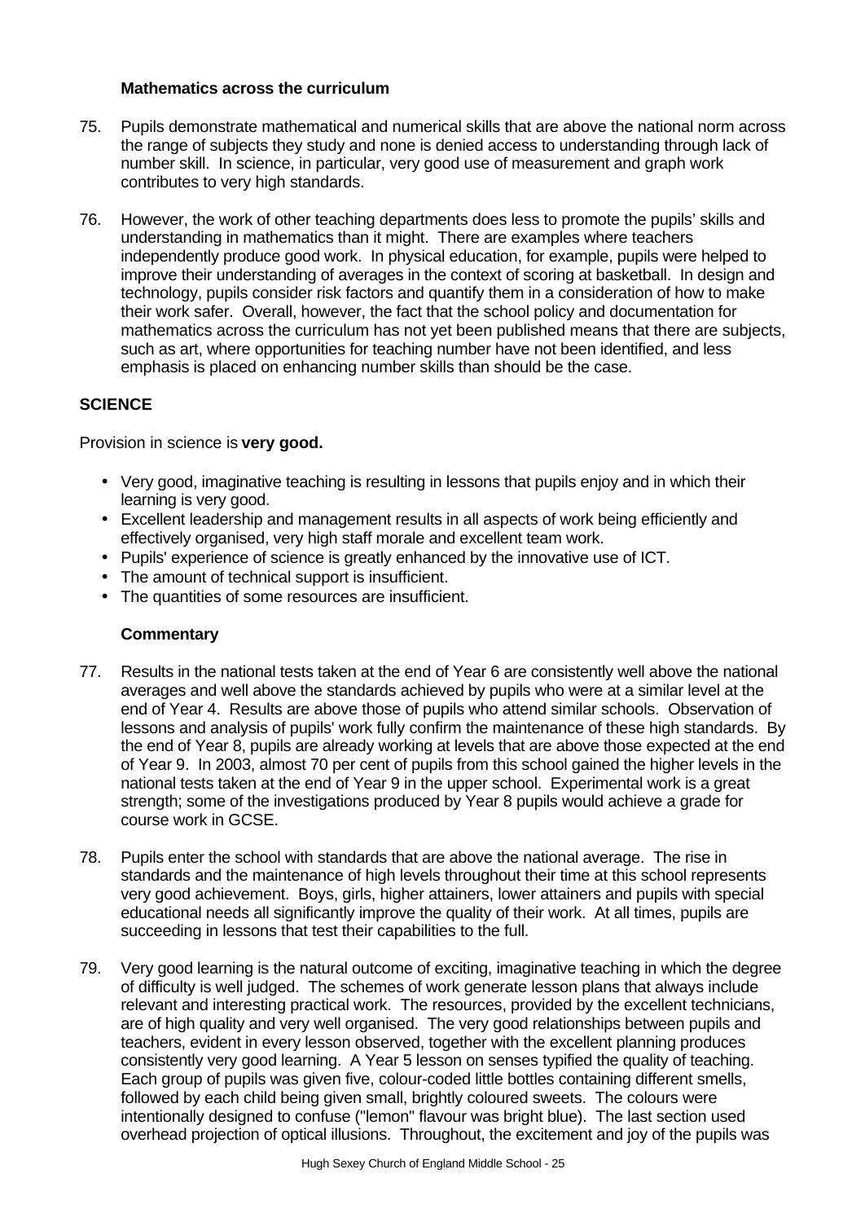### Mathematics across the curriculum

75. Pupils demonstrate mathematical and numerical skills that are above the national norm across the range of subjects they study and none is denied access to understanding through lack of number skill. In science, in particular, very good use of measurement and graph work contributes to very high standards.

76. However, the work of other teaching departments does less to promote the pupils' skills and understanding in mathematics than it might. There are examples where teachers independently produce good work. In physical education, for example, pupils were helped to improve their understanding of averages in the context of scoring at basketball. In design and technology, pupils consider risk factors and quantify them in a consideration of how to make their work safer. Overall, however, the fact that the school policy and documentation for mathematics across the curriculum has not yet been published means that there are subjects, such as art, where opportunities for teaching number have not been identified, and less emphasis is placed on enhancing number skills than should be the case.

## SCIENCE

Provision in science is **very good.**

- Very good, imaginative teaching is resulting in lessons that pupils enjoy and in which their learning is very good.
- Excellent leadership and management results in all aspects of work being efficiently and effectively organised, very high staff morale and excellent team work.
- Pupils' experience of science is greatly enhanced by the innovative use of ICT.
- The amount of technical support is insufficient.
- The quantities of some resources are insufficient.

### Commentary

77. Results in the national tests taken at the end of Year 6 are consistently well above the national averages and well above the standards achieved by pupils who were at a similar level at the end of Year 4. Results are above those of pupils who attend similar schools. Observation of lessons and analysis of pupils' work fully confirm the maintenance of these high standards. By the end of Year 8, pupils are already working at levels that are above those expected at the end of Year 9. In 2003, almost 70 per cent of pupils from this school gained the higher levels in the national tests taken at the end of Year 9 in the upper school. Experimental work is a great strength; some of the investigations produced by Year 8 pupils would achieve a grade for course work in GCSE.

78. Pupils enter the school with standards that are above the national average. The rise in standards and the maintenance of high levels throughout their time at this school represents very good achievement. Boys, girls, higher attainers, lower attainers and pupils with special educational needs all significantly improve the quality of their work. At all times, pupils are succeeding in lessons that test their capabilities to the full.

79. Very good learning is the natural outcome of exciting, imaginative teaching in which the degree of difficulty is well judged. The schemes of work generate lesson plans that always include relevant and interesting practical work. The resources, provided by the excellent technicians, are of high quality and very well organised. The very good relationships between pupils and teachers, evident in every lesson observed, together with the excellent planning produces consistently very good learning. A Year 5 lesson on senses typified the quality of teaching. Each group of pupils was given five, colour-coded little bottles containing different smells, followed by each child being given small, brightly coloured sweets. The colours were intentionally designed to confuse ("lemon" flavour was bright blue). The last section used overhead projection of optical illusions. Throughout, the excitement and joy of the pupils was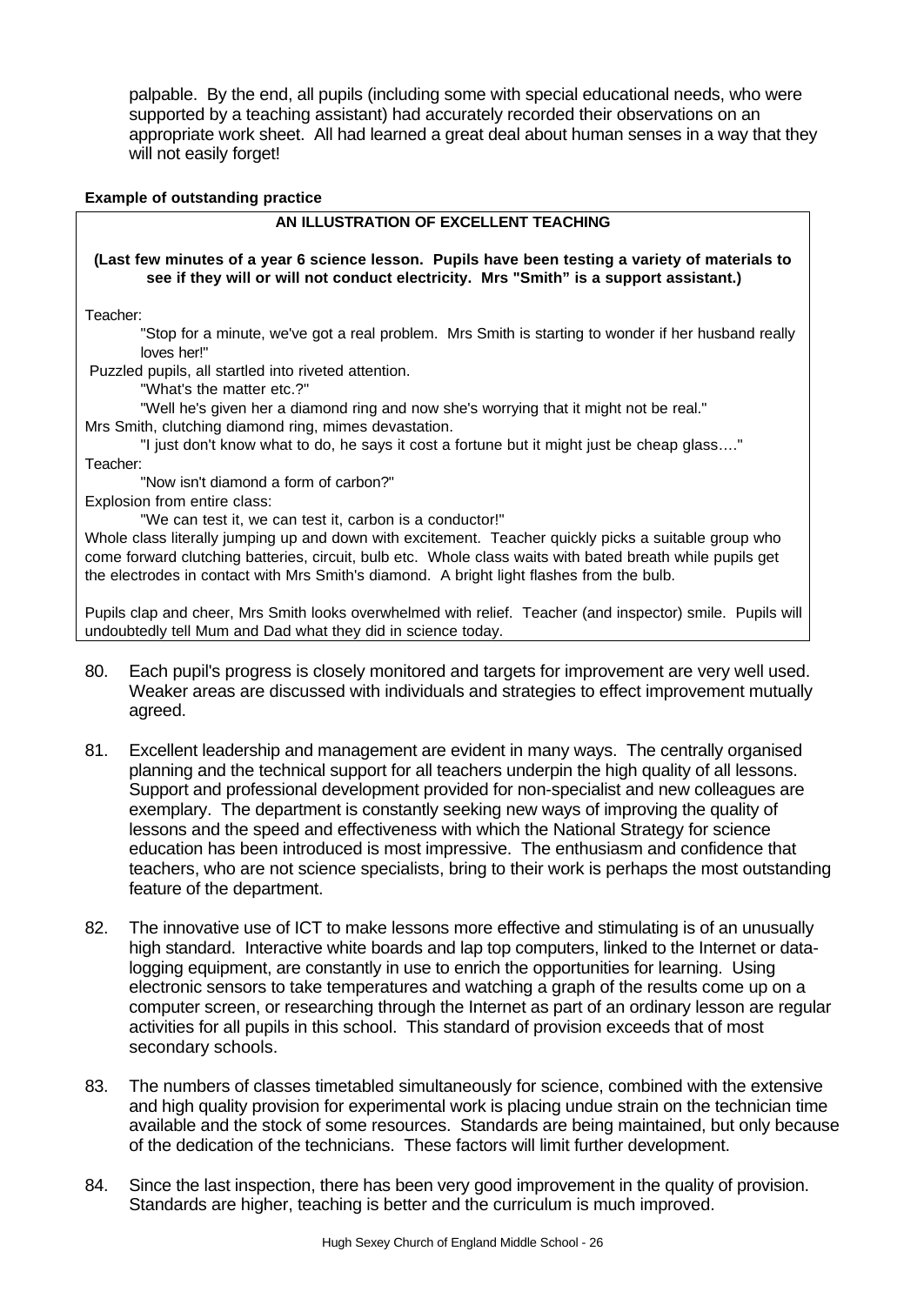palpable. By the end, all pupils (including some with special educational needs, who were supported by a teaching assistant) had accurately recorded their observations on an appropriate work sheet. All had learned a great deal about human senses in a way that they will not easily forget!

**Example of outstanding practice**

**AN ILLUSTRATION OF EXCELLENT TEACHING**

**(Last few minutes of a year 6 science lesson. Pupils have been testing a variety of materials to see if they will or will not conduct electricity. Mrs "Smith" is a support assistant.)**

Teacher:

"Stop for a minute, we've got a real problem. Mrs Smith is starting to wonder if her husband really loves her!"

Puzzled pupils, all startled into riveted attention.

"What's the matter etc.?"

"Well he's given her a diamond ring and now she's worrying that it might not be real."

Mrs Smith, clutching diamond ring, mimes devastation.

"I just don't know what to do, he says it cost a fortune but it might just be cheap glass…."

Teacher:

"Now isn't diamond a form of carbon?"

Explosion from entire class:

"We can test it, we can test it, carbon is a conductor!"

Whole class literally jumping up and down with excitement. Teacher quickly picks a suitable group who come forward clutching batteries, circuit, bulb etc. Whole class waits with bated breath while pupils get the electrodes in contact with Mrs Smith's diamond. A bright light flashes from the bulb.

Pupils clap and cheer, Mrs Smith looks overwhelmed with relief. Teacher (and inspector) smile. Pupils will undoubtedly tell Mum and Dad what they did in science today.

80. Each pupil's progress is closely monitored and targets for improvement are very well used. Weaker areas are discussed with individuals and strategies to effect improvement mutually agreed.

81. Excellent leadership and management are evident in many ways. The centrally organised planning and the technical support for all teachers underpin the high quality of all lessons. Support and professional development provided for non-specialist and new colleagues are exemplary. The department is constantly seeking new ways of improving the quality of lessons and the speed and effectiveness with which the National Strategy for science education has been introduced is most impressive. The enthusiasm and confidence that teachers, who are not science specialists, bring to their work is perhaps the most outstanding feature of the department.

82. The innovative use of ICT to make lessons more effective and stimulating is of an unusually high standard. Interactive white boards and lap top computers, linked to the Internet or data-logging equipment, are constantly in use to enrich the opportunities for learning. Using electronic sensors to take temperatures and watching a graph of the results come up on a computer screen, or researching through the Internet as part of an ordinary lesson are regular activities for all pupils in this school. This standard of provision exceeds that of most secondary schools.

83. The numbers of classes timetabled simultaneously for science, combined with the extensive and high quality provision for experimental work is placing undue strain on the technician time available and the stock of some resources. Standards are being maintained, but only because of the dedication of the technicians. These factors will limit further development.

84. Since the last inspection, there has been very good improvement in the quality of provision. Standards are higher, teaching is better and the curriculum is much improved.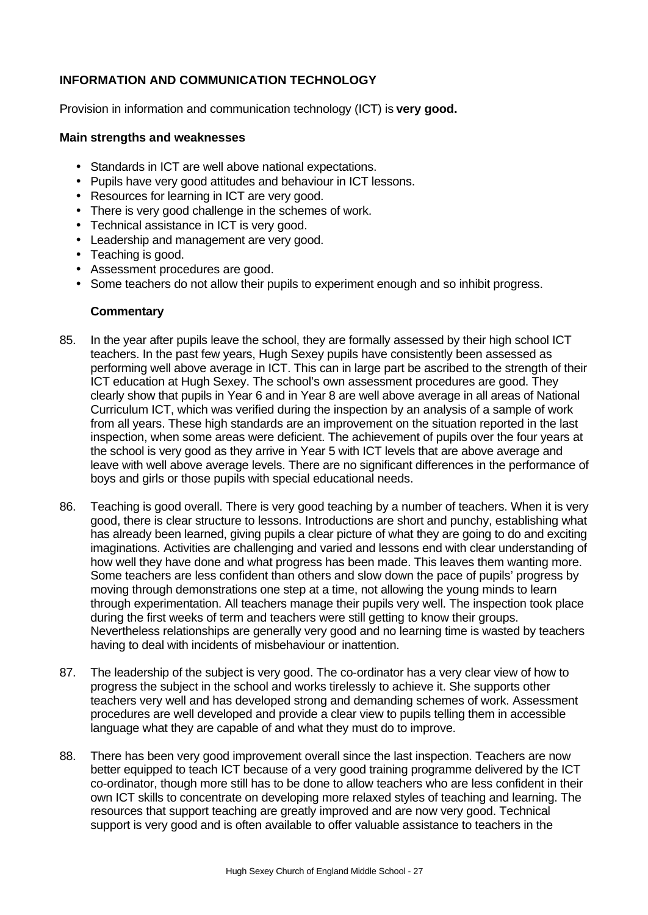## INFORMATION AND COMMUNICATION TECHNOLOGY

Provision in information and communication technology (ICT) is **very good.**

**Main strengths and weaknesses**

- Standards in ICT are well above national expectations.
- Pupils have very good attitudes and behaviour in ICT lessons.
- Resources for learning in ICT are very good.
- There is very good challenge in the schemes of work.
- Technical assistance in ICT is very good.
- Leadership and management are very good.
- Teaching is good.
- Assessment procedures are good.
- Some teachers do not allow their pupils to experiment enough and so inhibit progress.

**Commentary**

85. In the year after pupils leave the school, they are formally assessed by their high school ICT teachers. In the past few years, Hugh Sexey pupils have consistently been assessed as performing well above average in ICT. This can in large part be ascribed to the strength of their ICT education at Hugh Sexey. The school's own assessment procedures are good. They clearly show that pupils in Year 6 and in Year 8 are well above average in all areas of National Curriculum ICT, which was verified during the inspection by an analysis of a sample of work from all years. These high standards are an improvement on the situation reported in the last inspection, when some areas were deficient. The achievement of pupils over the four years at the school is very good as they arrive in Year 5 with ICT levels that are above average and leave with well above average levels. There are no significant differences in the performance of boys and girls or those pupils with special educational needs.

86. Teaching is good overall. There is very good teaching by a number of teachers. When it is very good, there is clear structure to lessons. Introductions are short and punchy, establishing what has already been learned, giving pupils a clear picture of what they are going to do and exciting imaginations. Activities are challenging and varied and lessons end with clear understanding of how well they have done and what progress has been made. This leaves them wanting more. Some teachers are less confident than others and slow down the pace of pupils' progress by moving through demonstrations one step at a time, not allowing the young minds to learn through experimentation. All teachers manage their pupils very well. The inspection took place during the first weeks of term and teachers were still getting to know their groups. Nevertheless relationships are generally very good and no learning time is wasted by teachers having to deal with incidents of misbehaviour or inattention.

87. The leadership of the subject is very good. The co-ordinator has a very clear view of how to progress the subject in the school and works tirelessly to achieve it. She supports other teachers very well and has developed strong and demanding schemes of work. Assessment procedures are well developed and provide a clear view to pupils telling them in accessible language what they are capable of and what they must do to improve.

88. There has been very good improvement overall since the last inspection. Teachers are now better equipped to teach ICT because of a very good training programme delivered by the ICT co-ordinator, though more still has to be done to allow teachers who are less confident in their own ICT skills to concentrate on developing more relaxed styles of teaching and learning. The resources that support teaching are greatly improved and are now very good. Technical support is very good and is often available to offer valuable assistance to teachers in the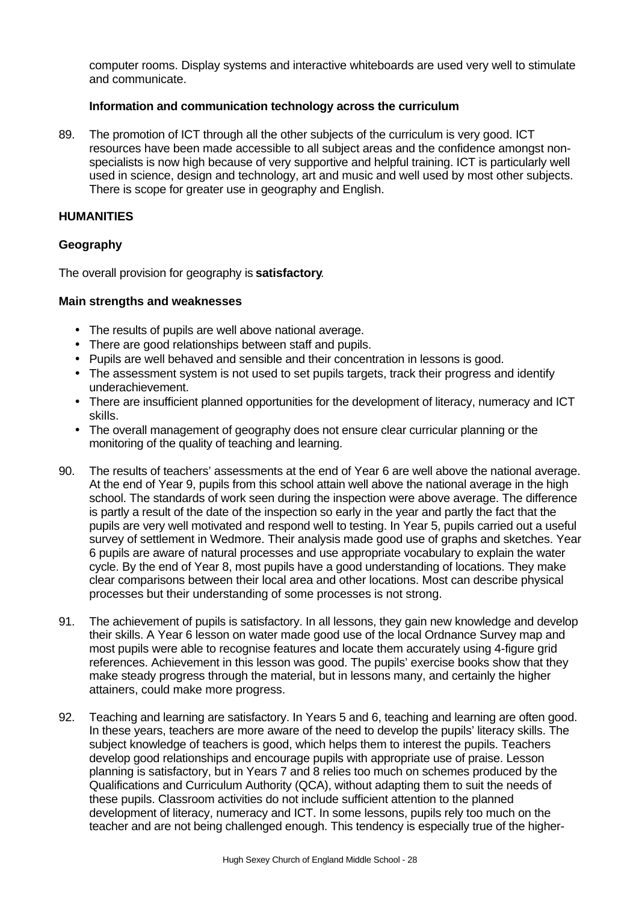computer rooms. Display systems and interactive whiteboards are used very well to stimulate and communicate.

**Information and communication technology across the curriculum**

89. The promotion of ICT through all the other subjects of the curriculum is very good. ICT resources have been made accessible to all subject areas and the confidence amongst non-specialists is now high because of very supportive and helpful training. ICT is particularly well used in science, design and technology, art and music and well used by most other subjects. There is scope for greater use in geography and English.

## HUMANITIES

### Geography

The overall provision for geography is **satisfactory**.

**Main strengths and weaknesses**

- The results of pupils are well above national average.
- There are good relationships between staff and pupils.
- Pupils are well behaved and sensible and their concentration in lessons is good.
- The assessment system is not used to set pupils targets, track their progress and identify underachievement.
- There are insufficient planned opportunities for the development of literacy, numeracy and ICT skills.
- The overall management of geography does not ensure clear curricular planning or the monitoring of the quality of teaching and learning.

90. The results of teachers' assessments at the end of Year 6 are well above the national average. At the end of Year 9, pupils from this school attain well above the national average in the high school. The standards of work seen during the inspection were above average. The difference is partly a result of the date of the inspection so early in the year and partly the fact that the pupils are very well motivated and respond well to testing. In Year 5, pupils carried out a useful survey of settlement in Wedmore. Their analysis made good use of graphs and sketches. Year 6 pupils are aware of natural processes and use appropriate vocabulary to explain the water cycle. By the end of Year 8, most pupils have a good understanding of locations. They make clear comparisons between their local area and other locations. Most can describe physical processes but their understanding of some processes is not strong.

91. The achievement of pupils is satisfactory. In all lessons, they gain new knowledge and develop their skills. A Year 6 lesson on water made good use of the local Ordnance Survey map and most pupils were able to recognise features and locate them accurately using 4-figure grid references. Achievement in this lesson was good. The pupils' exercise books show that they make steady progress through the material, but in lessons many, and certainly the higher attainers, could make more progress.

92. Teaching and learning are satisfactory. In Years 5 and 6, teaching and learning are often good. In these years, teachers are more aware of the need to develop the pupils' literacy skills. The subject knowledge of teachers is good, which helps them to interest the pupils. Teachers develop good relationships and encourage pupils with appropriate use of praise. Lesson planning is satisfactory, but in Years 7 and 8 relies too much on schemes produced by the Qualifications and Curriculum Authority (QCA), without adapting them to suit the needs of these pupils. Classroom activities do not include sufficient attention to the planned development of literacy, numeracy and ICT. In some lessons, pupils rely too much on the teacher and are not being challenged enough. This tendency is especially true of the higher-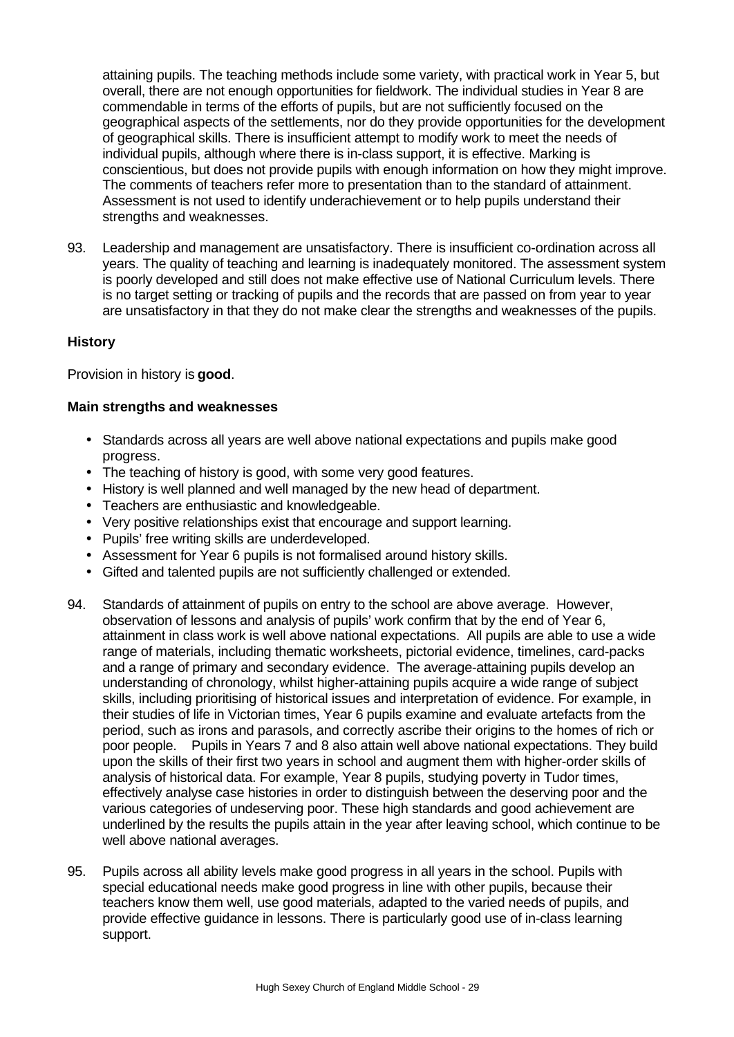attaining pupils. The teaching methods include some variety, with practical work in Year 5, but overall, there are not enough opportunities for fieldwork. The individual studies in Year 8 are commendable in terms of the efforts of pupils, but are not sufficiently focused on the geographical aspects of the settlements, nor do they provide opportunities for the development of geographical skills. There is insufficient attempt to modify work to meet the needs of individual pupils, although where there is in-class support, it is effective. Marking is conscientious, but does not provide pupils with enough information on how they might improve. The comments of teachers refer more to presentation than to the standard of attainment. Assessment is not used to identify underachievement or to help pupils understand their strengths and weaknesses.

93. Leadership and management are unsatisfactory. There is insufficient co-ordination across all years. The quality of teaching and learning is inadequately monitored. The assessment system is poorly developed and still does not make effective use of National Curriculum levels. There is no target setting or tracking of pupils and the records that are passed on from year to year are unsatisfactory in that they do not make clear the strengths and weaknesses of the pupils.

**History**

Provision in history is **good**.

**Main strengths and weaknesses**

- Standards across all years are well above national expectations and pupils make good progress.
- The teaching of history is good, with some very good features.
- History is well planned and well managed by the new head of department.
- Teachers are enthusiastic and knowledgeable.
- Very positive relationships exist that encourage and support learning.
- Pupils' free writing skills are underdeveloped.
- Assessment for Year 6 pupils is not formalised around history skills.
- Gifted and talented pupils are not sufficiently challenged or extended.

94. Standards of attainment of pupils on entry to the school are above average. However, observation of lessons and analysis of pupils' work confirm that by the end of Year 6, attainment in class work is well above national expectations. All pupils are able to use a wide range of materials, including thematic worksheets, pictorial evidence, timelines, card-packs and a range of primary and secondary evidence. The average-attaining pupils develop an understanding of chronology, whilst higher-attaining pupils acquire a wide range of subject skills, including prioritising of historical issues and interpretation of evidence. For example, in their studies of life in Victorian times, Year 6 pupils examine and evaluate artefacts from the period, such as irons and parasols, and correctly ascribe their origins to the homes of rich or poor people. Pupils in Years 7 and 8 also attain well above national expectations. They build upon the skills of their first two years in school and augment them with higher-order skills of analysis of historical data. For example, Year 8 pupils, studying poverty in Tudor times, effectively analyse case histories in order to distinguish between the deserving poor and the various categories of undeserving poor. These high standards and good achievement are underlined by the results the pupils attain in the year after leaving school, which continue to be well above national averages.

95. Pupils across all ability levels make good progress in all years in the school. Pupils with special educational needs make good progress in line with other pupils, because their teachers know them well, use good materials, adapted to the varied needs of pupils, and provide effective guidance in lessons. There is particularly good use of in-class learning support.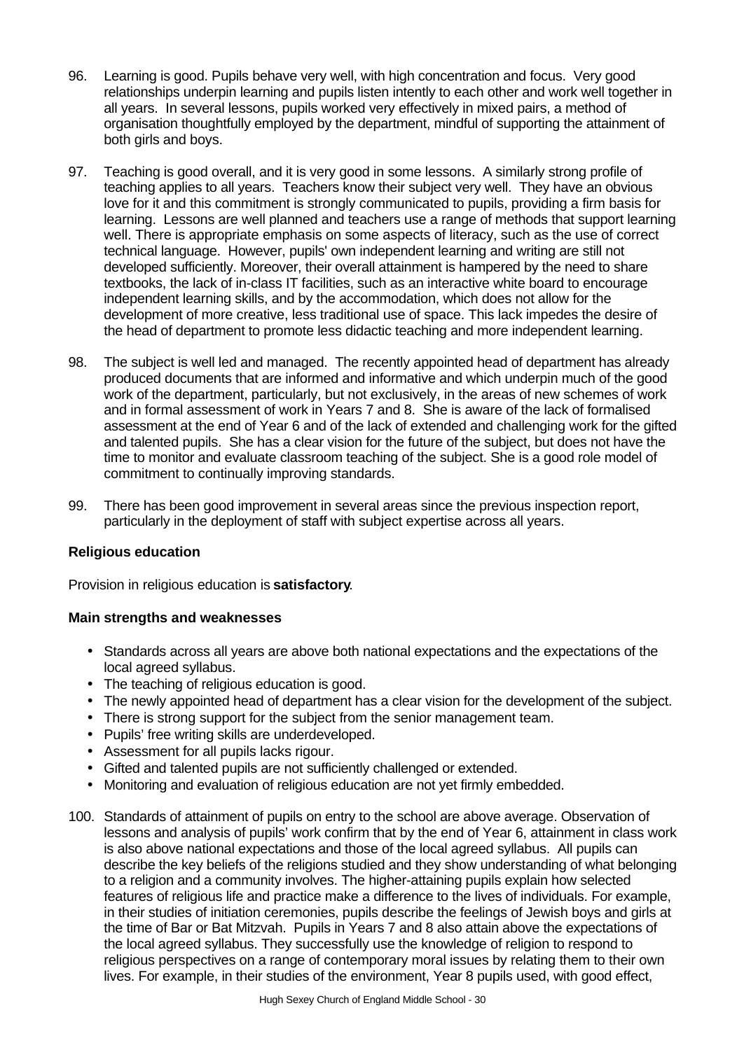96. Learning is good. Pupils behave very well, with high concentration and focus. Very good relationships underpin learning and pupils listen intently to each other and work well together in all years. In several lessons, pupils worked very effectively in mixed pairs, a method of organisation thoughtfully employed by the department, mindful of supporting the attainment of both girls and boys.

97. Teaching is good overall, and it is very good in some lessons. A similarly strong profile of teaching applies to all years. Teachers know their subject very well. They have an obvious love for it and this commitment is strongly communicated to pupils, providing a firm basis for learning. Lessons are well planned and teachers use a range of methods that support learning well. There is appropriate emphasis on some aspects of literacy, such as the use of correct technical language. However, pupils' own independent learning and writing are still not developed sufficiently. Moreover, their overall attainment is hampered by the need to share textbooks, the lack of in-class IT facilities, such as an interactive white board to encourage independent learning skills, and by the accommodation, which does not allow for the development of more creative, less traditional use of space. This lack impedes the desire of the head of department to promote less didactic teaching and more independent learning.

98. The subject is well led and managed. The recently appointed head of department has already produced documents that are informed and informative and which underpin much of the good work of the department, particularly, but not exclusively, in the areas of new schemes of work and in formal assessment of work in Years 7 and 8. She is aware of the lack of formalised assessment at the end of Year 6 and of the lack of extended and challenging work for the gifted and talented pupils. She has a clear vision for the future of the subject, but does not have the time to monitor and evaluate classroom teaching of the subject. She is a good role model of commitment to continually improving standards.

99. There has been good improvement in several areas since the previous inspection report, particularly in the deployment of staff with subject expertise across all years.

**Religious education**

Provision in religious education is **satisfactory**.

**Main strengths and weaknesses**

- Standards across all years are above both national expectations and the expectations of the local agreed syllabus.
- The teaching of religious education is good.
- The newly appointed head of department has a clear vision for the development of the subject.
- There is strong support for the subject from the senior management team.
- Pupils' free writing skills are underdeveloped.
- Assessment for all pupils lacks rigour.
- Gifted and talented pupils are not sufficiently challenged or extended.
- Monitoring and evaluation of religious education are not yet firmly embedded.

100. Standards of attainment of pupils on entry to the school are above average. Observation of lessons and analysis of pupils' work confirm that by the end of Year 6, attainment in class work is also above national expectations and those of the local agreed syllabus. All pupils can describe the key beliefs of the religions studied and they show understanding of what belonging to a religion and a community involves. The higher-attaining pupils explain how selected features of religious life and practice make a difference to the lives of individuals. For example, in their studies of initiation ceremonies, pupils describe the feelings of Jewish boys and girls at the time of Bar or Bat Mitzvah. Pupils in Years 7 and 8 also attain above the expectations of the local agreed syllabus. They successfully use the knowledge of religion to respond to religious perspectives on a range of contemporary moral issues by relating them to their own lives. For example, in their studies of the environment, Year 8 pupils used, with good effect,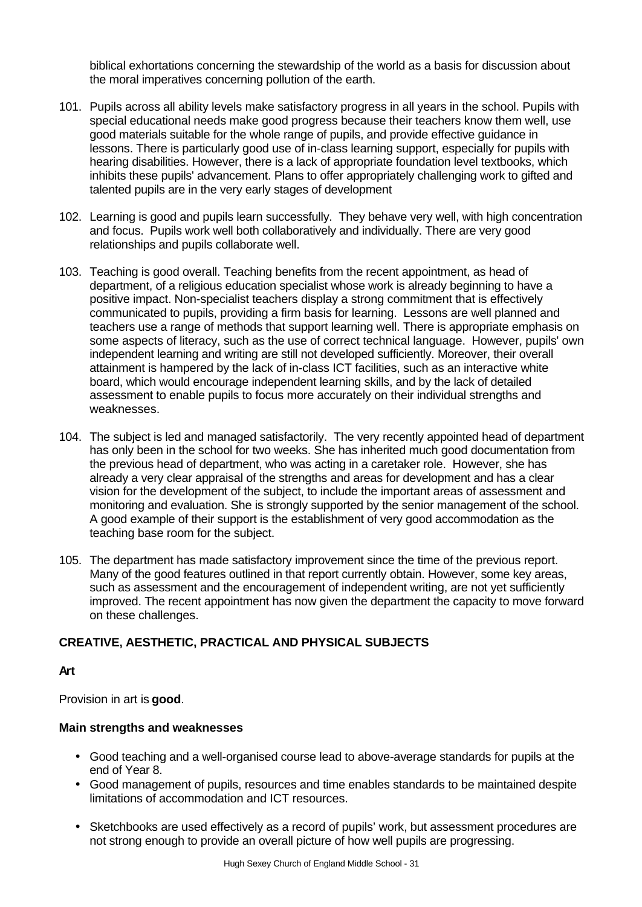biblical exhortations concerning the stewardship of the world as a basis for discussion about the moral imperatives concerning pollution of the earth.

101. Pupils across all ability levels make satisfactory progress in all years in the school. Pupils with special educational needs make good progress because their teachers know them well, use good materials suitable for the whole range of pupils, and provide effective guidance in lessons. There is particularly good use of in-class learning support, especially for pupils with hearing disabilities. However, there is a lack of appropriate foundation level textbooks, which inhibits these pupils' advancement. Plans to offer appropriately challenging work to gifted and talented pupils are in the very early stages of development

102. Learning is good and pupils learn successfully. They behave very well, with high concentration and focus. Pupils work well both collaboratively and individually. There are very good relationships and pupils collaborate well.

103. Teaching is good overall. Teaching benefits from the recent appointment, as head of department, of a religious education specialist whose work is already beginning to have a positive impact. Non-specialist teachers display a strong commitment that is effectively communicated to pupils, providing a firm basis for learning. Lessons are well planned and teachers use a range of methods that support learning well. There is appropriate emphasis on some aspects of literacy, such as the use of correct technical language. However, pupils' own independent learning and writing are still not developed sufficiently. Moreover, their overall attainment is hampered by the lack of in-class ICT facilities, such as an interactive white board, which would encourage independent learning skills, and by the lack of detailed assessment to enable pupils to focus more accurately on their individual strengths and weaknesses.

104. The subject is led and managed satisfactorily. The very recently appointed head of department has only been in the school for two weeks. She has inherited much good documentation from the previous head of department, who was acting in a caretaker role. However, she has already a very clear appraisal of the strengths and areas for development and has a clear vision for the development of the subject, to include the important areas of assessment and monitoring and evaluation. She is strongly supported by the senior management of the school. A good example of their support is the establishment of very good accommodation as the teaching base room for the subject.

105. The department has made satisfactory improvement since the time of the previous report. Many of the good features outlined in that report currently obtain. However, some key areas, such as assessment and the encouragement of independent writing, are not yet sufficiently improved. The recent appointment has now given the department the capacity to move forward on these challenges.

## CREATIVE, AESTHETIC, PRACTICAL AND PHYSICAL SUBJECTS

### Art

Provision in art is **good**.

#### Main strengths and weaknesses

- Good teaching and a well-organised course lead to above-average standards for pupils at the end of Year 8.
- Good management of pupils, resources and time enables standards to be maintained despite limitations of accommodation and ICT resources.
- Sketchbooks are used effectively as a record of pupils' work, but assessment procedures are not strong enough to provide an overall picture of how well pupils are progressing.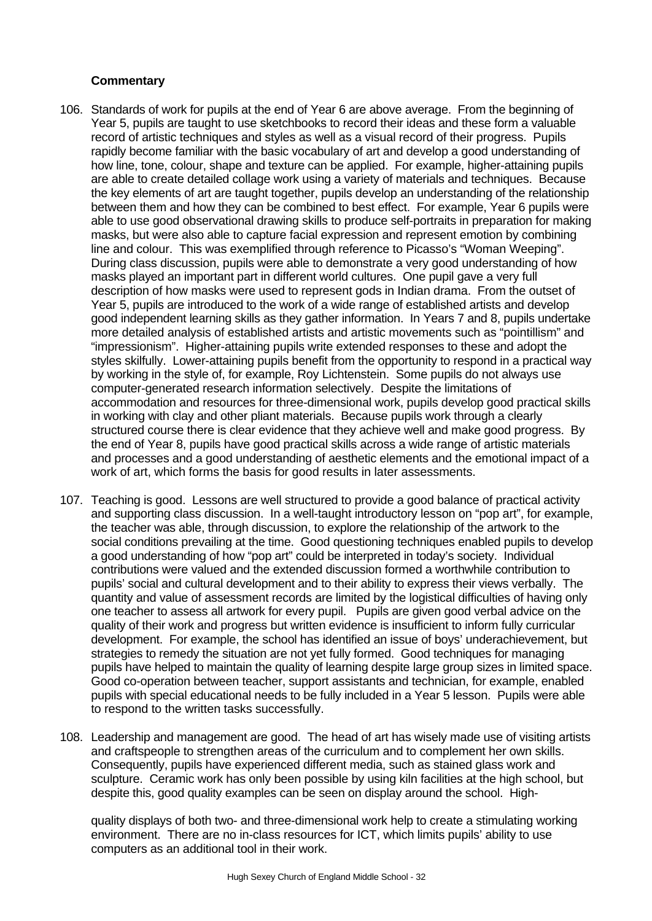**Commentary**

106. Standards of work for pupils at the end of Year 6 are above average. From the beginning of Year 5, pupils are taught to use sketchbooks to record their ideas and these form a valuable record of artistic techniques and styles as well as a visual record of their progress. Pupils rapidly become familiar with the basic vocabulary of art and develop a good understanding of how line, tone, colour, shape and texture can be applied. For example, higher-attaining pupils are able to create detailed collage work using a variety of materials and techniques. Because the key elements of art are taught together, pupils develop an understanding of the relationship between them and how they can be combined to best effect. For example, Year 6 pupils were able to use good observational drawing skills to produce self-portraits in preparation for making masks, but were also able to capture facial expression and represent emotion by combining line and colour. This was exemplified through reference to Picasso's "Woman Weeping". During class discussion, pupils were able to demonstrate a very good understanding of how masks played an important part in different world cultures. One pupil gave a very full description of how masks were used to represent gods in Indian drama. From the outset of Year 5, pupils are introduced to the work of a wide range of established artists and develop good independent learning skills as they gather information. In Years 7 and 8, pupils undertake more detailed analysis of established artists and artistic movements such as "pointillism" and "impressionism". Higher-attaining pupils write extended responses to these and adopt the styles skilfully. Lower-attaining pupils benefit from the opportunity to respond in a practical way by working in the style of, for example, Roy Lichtenstein. Some pupils do not always use computer-generated research information selectively. Despite the limitations of accommodation and resources for three-dimensional work, pupils develop good practical skills in working with clay and other pliant materials. Because pupils work through a clearly structured course there is clear evidence that they achieve well and make good progress. By the end of Year 8, pupils have good practical skills across a wide range of artistic materials and processes and a good understanding of aesthetic elements and the emotional impact of a work of art, which forms the basis for good results in later assessments.

107. Teaching is good. Lessons are well structured to provide a good balance of practical activity and supporting class discussion. In a well-taught introductory lesson on "pop art", for example, the teacher was able, through discussion, to explore the relationship of the artwork to the social conditions prevailing at the time. Good questioning techniques enabled pupils to develop a good understanding of how "pop art" could be interpreted in today's society. Individual contributions were valued and the extended discussion formed a worthwhile contribution to pupils' social and cultural development and to their ability to express their views verbally. The quantity and value of assessment records are limited by the logistical difficulties of having only one teacher to assess all artwork for every pupil. Pupils are given good verbal advice on the quality of their work and progress but written evidence is insufficient to inform fully curricular development. For example, the school has identified an issue of boys' underachievement, but strategies to remedy the situation are not yet fully formed. Good techniques for managing pupils have helped to maintain the quality of learning despite large group sizes in limited space. Good co-operation between teacher, support assistants and technician, for example, enabled pupils with special educational needs to be fully included in a Year 5 lesson. Pupils were able to respond to the written tasks successfully.

108. Leadership and management are good. The head of art has wisely made use of visiting artists and craftspeople to strengthen areas of the curriculum and to complement her own skills. Consequently, pupils have experienced different media, such as stained glass work and sculpture. Ceramic work has only been possible by using kiln facilities at the high school, but despite this, good quality examples can be seen on display around the school. High-quality displays of both two- and three-dimensional work help to create a stimulating working environment. There are no in-class resources for ICT, which limits pupils' ability to use computers as an additional tool in their work.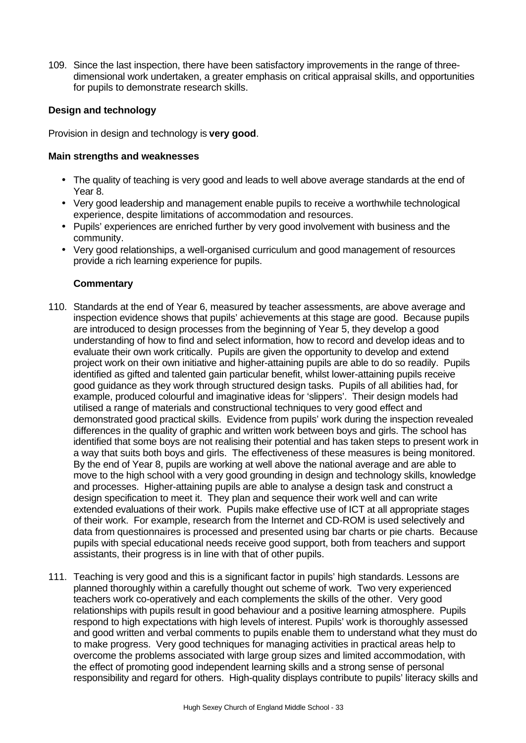109. Since the last inspection, there have been satisfactory improvements in the range of three-dimensional work undertaken, a greater emphasis on critical appraisal skills, and opportunities for pupils to demonstrate research skills.

### Design and technology

Provision in design and technology is **very good**.

#### Main strengths and weaknesses

- The quality of teaching is very good and leads to well above average standards at the end of Year 8.
- Very good leadership and management enable pupils to receive a worthwhile technological experience, despite limitations of accommodation and resources.
- Pupils' experiences are enriched further by very good involvement with business and the community.
- Very good relationships, a well-organised curriculum and good management of resources provide a rich learning experience for pupils.

#### Commentary

110. Standards at the end of Year 6, measured by teacher assessments, are above average and inspection evidence shows that pupils' achievements at this stage are good. Because pupils are introduced to design processes from the beginning of Year 5, they develop a good understanding of how to find and select information, how to record and develop ideas and to evaluate their own work critically. Pupils are given the opportunity to develop and extend project work on their own initiative and higher-attaining pupils are able to do so readily. Pupils identified as gifted and talented gain particular benefit, whilst lower-attaining pupils receive good guidance as they work through structured design tasks. Pupils of all abilities had, for example, produced colourful and imaginative ideas for 'slippers'. Their design models had utilised a range of materials and constructional techniques to very good effect and demonstrated good practical skills. Evidence from pupils' work during the inspection revealed differences in the quality of graphic and written work between boys and girls. The school has identified that some boys are not realising their potential and has taken steps to present work in a way that suits both boys and girls. The effectiveness of these measures is being monitored. By the end of Year 8, pupils are working at well above the national average and are able to move to the high school with a very good grounding in design and technology skills, knowledge and processes. Higher-attaining pupils are able to analyse a design task and construct a design specification to meet it. They plan and sequence their work well and can write extended evaluations of their work. Pupils make effective use of ICT at all appropriate stages of their work. For example, research from the Internet and CD-ROM is used selectively and data from questionnaires is processed and presented using bar charts or pie charts. Because pupils with special educational needs receive good support, both from teachers and support assistants, their progress is in line with that of other pupils.

111. Teaching is very good and this is a significant factor in pupils' high standards. Lessons are planned thoroughly within a carefully thought out scheme of work. Two very experienced teachers work co-operatively and each complements the skills of the other. Very good relationships with pupils result in good behaviour and a positive learning atmosphere. Pupils respond to high expectations with high levels of interest. Pupils' work is thoroughly assessed and good written and verbal comments to pupils enable them to understand what they must do to make progress. Very good techniques for managing activities in practical areas help to overcome the problems associated with large group sizes and limited accommodation, with the effect of promoting good independent learning skills and a strong sense of personal responsibility and regard for others. High-quality displays contribute to pupils' literacy skills and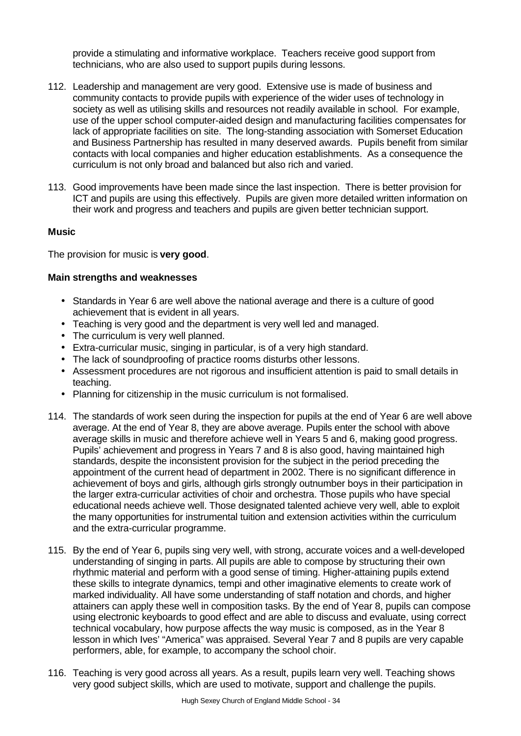provide a stimulating and informative workplace. Teachers receive good support from technicians, who are also used to support pupils during lessons.

112. Leadership and management are very good. Extensive use is made of business and community contacts to provide pupils with experience of the wider uses of technology in society as well as utilising skills and resources not readily available in school. For example, use of the upper school computer-aided design and manufacturing facilities compensates for lack of appropriate facilities on site. The long-standing association with Somerset Education and Business Partnership has resulted in many deserved awards. Pupils benefit from similar contacts with local companies and higher education establishments. As a consequence the curriculum is not only broad and balanced but also rich and varied.

113. Good improvements have been made since the last inspection. There is better provision for ICT and pupils are using this effectively. Pupils are given more detailed written information on their work and progress and teachers and pupils are given better technician support.

**Music**

The provision for music is **very good**.

**Main strengths and weaknesses**

- Standards in Year 6 are well above the national average and there is a culture of good achievement that is evident in all years.
- Teaching is very good and the department is very well led and managed.
- The curriculum is very well planned.
- Extra-curricular music, singing in particular, is of a very high standard.
- The lack of soundproofing of practice rooms disturbs other lessons.
- Assessment procedures are not rigorous and insufficient attention is paid to small details in teaching.
- Planning for citizenship in the music curriculum is not formalised.

114. The standards of work seen during the inspection for pupils at the end of Year 6 are well above average. At the end of Year 8, they are above average. Pupils enter the school with above average skills in music and therefore achieve well in Years 5 and 6, making good progress. Pupils' achievement and progress in Years 7 and 8 is also good, having maintained high standards, despite the inconsistent provision for the subject in the period preceding the appointment of the current head of department in 2002. There is no significant difference in achievement of boys and girls, although girls strongly outnumber boys in their participation in the larger extra-curricular activities of choir and orchestra. Those pupils who have special educational needs achieve well. Those designated talented achieve very well, able to exploit the many opportunities for instrumental tuition and extension activities within the curriculum and the extra-curricular programme.

115. By the end of Year 6, pupils sing very well, with strong, accurate voices and a well-developed understanding of singing in parts. All pupils are able to compose by structuring their own rhythmic material and perform with a good sense of timing. Higher-attaining pupils extend these skills to integrate dynamics, tempi and other imaginative elements to create work of marked individuality. All have some understanding of staff notation and chords, and higher attainers can apply these well in composition tasks. By the end of Year 8, pupils can compose using electronic keyboards to good effect and are able to discuss and evaluate, using correct technical vocabulary, how purpose affects the way music is composed, as in the Year 8 lesson in which Ives' "America" was appraised. Several Year 7 and 8 pupils are very capable performers, able, for example, to accompany the school choir.

116. Teaching is very good across all years. As a result, pupils learn very well. Teaching shows very good subject skills, which are used to motivate, support and challenge the pupils.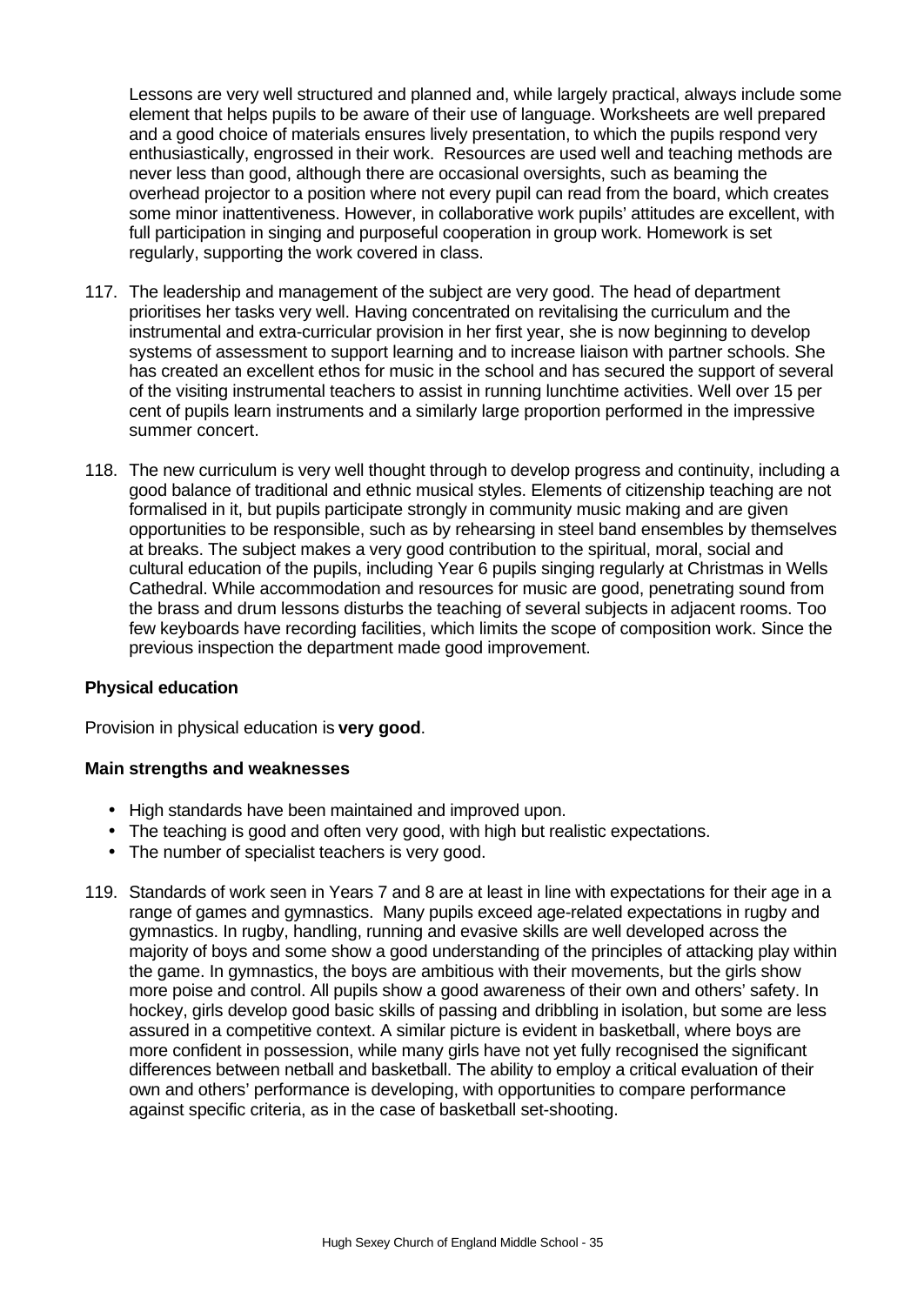Lessons are very well structured and planned and, while largely practical, always include some element that helps pupils to be aware of their use of language. Worksheets are well prepared and a good choice of materials ensures lively presentation, to which the pupils respond very enthusiastically, engrossed in their work. Resources are used well and teaching methods are never less than good, although there are occasional oversights, such as beaming the overhead projector to a position where not every pupil can read from the board, which creates some minor inattentiveness. However, in collaborative work pupils' attitudes are excellent, with full participation in singing and purposeful cooperation in group work. Homework is set regularly, supporting the work covered in class.

117. The leadership and management of the subject are very good. The head of department prioritises her tasks very well. Having concentrated on revitalising the curriculum and the instrumental and extra-curricular provision in her first year, she is now beginning to develop systems of assessment to support learning and to increase liaison with partner schools. She has created an excellent ethos for music in the school and has secured the support of several of the visiting instrumental teachers to assist in running lunchtime activities. Well over 15 per cent of pupils learn instruments and a similarly large proportion performed in the impressive summer concert.

118. The new curriculum is very well thought through to develop progress and continuity, including a good balance of traditional and ethnic musical styles. Elements of citizenship teaching are not formalised in it, but pupils participate strongly in community music making and are given opportunities to be responsible, such as by rehearsing in steel band ensembles by themselves at breaks. The subject makes a very good contribution to the spiritual, moral, social and cultural education of the pupils, including Year 6 pupils singing regularly at Christmas in Wells Cathedral. While accommodation and resources for music are good, penetrating sound from the brass and drum lessons disturbs the teaching of several subjects in adjacent rooms. Too few keyboards have recording facilities, which limits the scope of composition work. Since the previous inspection the department made good improvement.

**Physical education**

Provision in physical education is **very good**.

**Main strengths and weaknesses**

- High standards have been maintained and improved upon.
- The teaching is good and often very good, with high but realistic expectations.
- The number of specialist teachers is very good.

119. Standards of work seen in Years 7 and 8 are at least in line with expectations for their age in a range of games and gymnastics. Many pupils exceed age-related expectations in rugby and gymnastics. In rugby, handling, running and evasive skills are well developed across the majority of boys and some show a good understanding of the principles of attacking play within the game. In gymnastics, the boys are ambitious with their movements, but the girls show more poise and control. All pupils show a good awareness of their own and others' safety. In hockey, girls develop good basic skills of passing and dribbling in isolation, but some are less assured in a competitive context. A similar picture is evident in basketball, where boys are more confident in possession, while many girls have not yet fully recognised the significant differences between netball and basketball. The ability to employ a critical evaluation of their own and others' performance is developing, with opportunities to compare performance against specific criteria, as in the case of basketball set-shooting.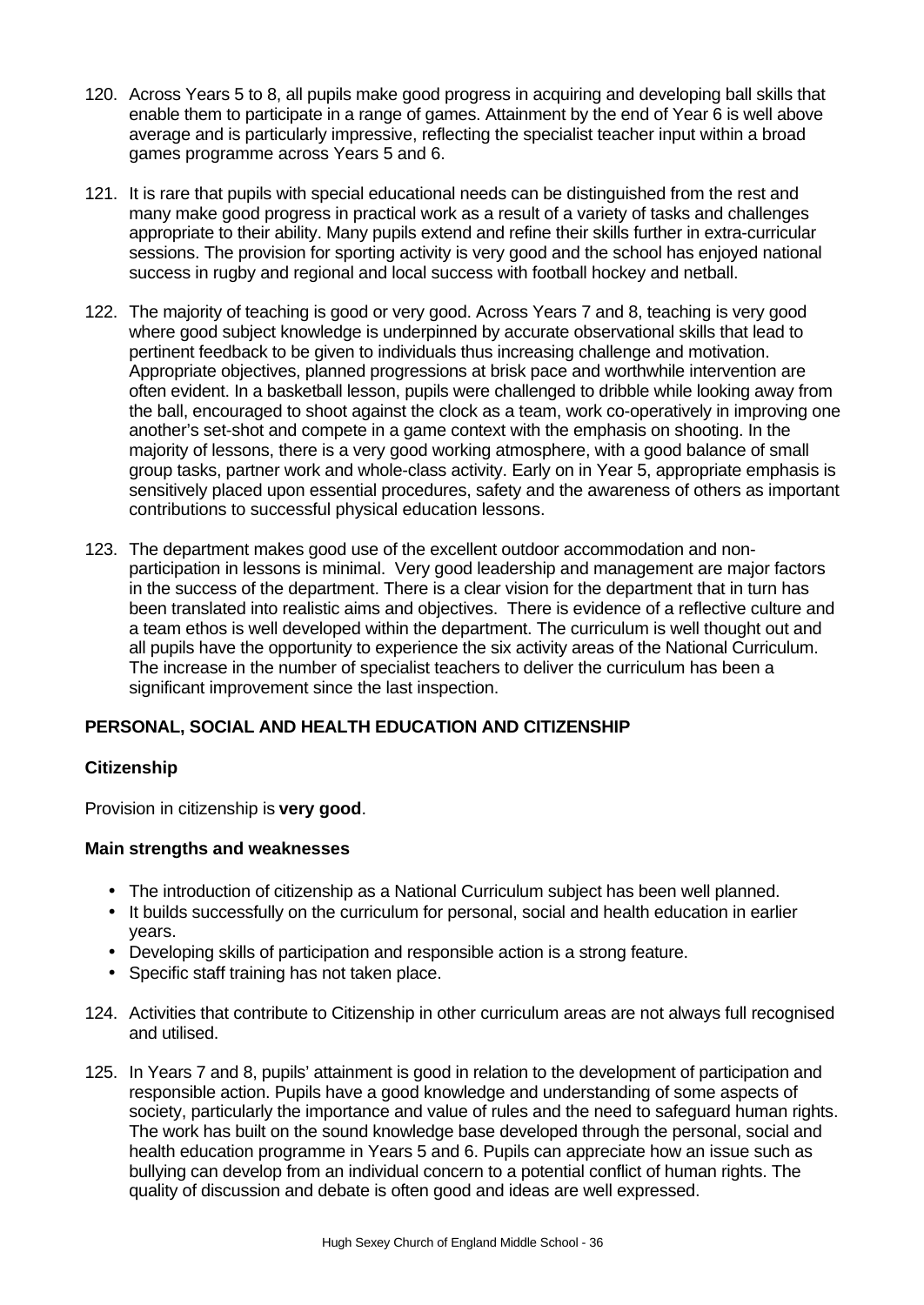120. Across Years 5 to 8, all pupils make good progress in acquiring and developing ball skills that enable them to participate in a range of games. Attainment by the end of Year 6 is well above average and is particularly impressive, reflecting the specialist teacher input within a broad games programme across Years 5 and 6.

121. It is rare that pupils with special educational needs can be distinguished from the rest and many make good progress in practical work as a result of a variety of tasks and challenges appropriate to their ability. Many pupils extend and refine their skills further in extra-curricular sessions. The provision for sporting activity is very good and the school has enjoyed national success in rugby and regional and local success with football hockey and netball.

122. The majority of teaching is good or very good. Across Years 7 and 8, teaching is very good where good subject knowledge is underpinned by accurate observational skills that lead to pertinent feedback to be given to individuals thus increasing challenge and motivation. Appropriate objectives, planned progressions at brisk pace and worthwhile intervention are often evident. In a basketball lesson, pupils were challenged to dribble while looking away from the ball, encouraged to shoot against the clock as a team, work co-operatively in improving one another's set-shot and compete in a game context with the emphasis on shooting. In the majority of lessons, there is a very good working atmosphere, with a good balance of small group tasks, partner work and whole-class activity. Early on in Year 5, appropriate emphasis is sensitively placed upon essential procedures, safety and the awareness of others as important contributions to successful physical education lessons.

123. The department makes good use of the excellent outdoor accommodation and non-participation in lessons is minimal. Very good leadership and management are major factors in the success of the department. There is a clear vision for the department that in turn has been translated into realistic aims and objectives. There is evidence of a reflective culture and a team ethos is well developed within the department. The curriculum is well thought out and all pupils have the opportunity to experience the six activity areas of the National Curriculum. The increase in the number of specialist teachers to deliver the curriculum has been a significant improvement since the last inspection.

## PERSONAL, SOCIAL AND HEALTH EDUCATION AND CITIZENSHIP

### Citizenship

Provision in citizenship is **very good**.

#### Main strengths and weaknesses

- The introduction of citizenship as a National Curriculum subject has been well planned.
- It builds successfully on the curriculum for personal, social and health education in earlier years.
- Developing skills of participation and responsible action is a strong feature.
- Specific staff training has not taken place.

124. Activities that contribute to Citizenship in other curriculum areas are not always full recognised and utilised.

125. In Years 7 and 8, pupils' attainment is good in relation to the development of participation and responsible action. Pupils have a good knowledge and understanding of some aspects of society, particularly the importance and value of rules and the need to safeguard human rights. The work has built on the sound knowledge base developed through the personal, social and health education programme in Years 5 and 6. Pupils can appreciate how an issue such as bullying can develop from an individual concern to a potential conflict of human rights. The quality of discussion and debate is often good and ideas are well expressed.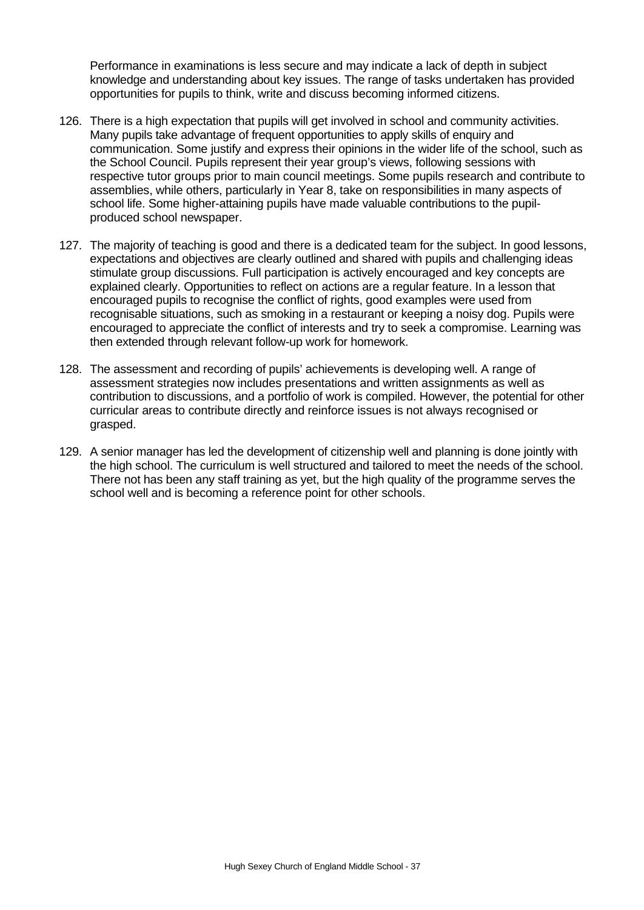Performance in examinations is less secure and may indicate a lack of depth in subject knowledge and understanding about key issues. The range of tasks undertaken has provided opportunities for pupils to think, write and discuss becoming informed citizens.

126. There is a high expectation that pupils will get involved in school and community activities. Many pupils take advantage of frequent opportunities to apply skills of enquiry and communication. Some justify and express their opinions in the wider life of the school, such as the School Council. Pupils represent their year group's views, following sessions with respective tutor groups prior to main council meetings. Some pupils research and contribute to assemblies, while others, particularly in Year 8, take on responsibilities in many aspects of school life. Some higher-attaining pupils have made valuable contributions to the pupil-produced school newspaper.

127. The majority of teaching is good and there is a dedicated team for the subject. In good lessons, expectations and objectives are clearly outlined and shared with pupils and challenging ideas stimulate group discussions. Full participation is actively encouraged and key concepts are explained clearly. Opportunities to reflect on actions are a regular feature. In a lesson that encouraged pupils to recognise the conflict of rights, good examples were used from recognisable situations, such as smoking in a restaurant or keeping a noisy dog. Pupils were encouraged to appreciate the conflict of interests and try to seek a compromise. Learning was then extended through relevant follow-up work for homework.

128. The assessment and recording of pupils' achievements is developing well. A range of assessment strategies now includes presentations and written assignments as well as contribution to discussions, and a portfolio of work is compiled. However, the potential for other curricular areas to contribute directly and reinforce issues is not always recognised or grasped.

129. A senior manager has led the development of citizenship well and planning is done jointly with the high school. The curriculum is well structured and tailored to meet the needs of the school. There not has been any staff training as yet, but the high quality of the programme serves the school well and is becoming a reference point for other schools.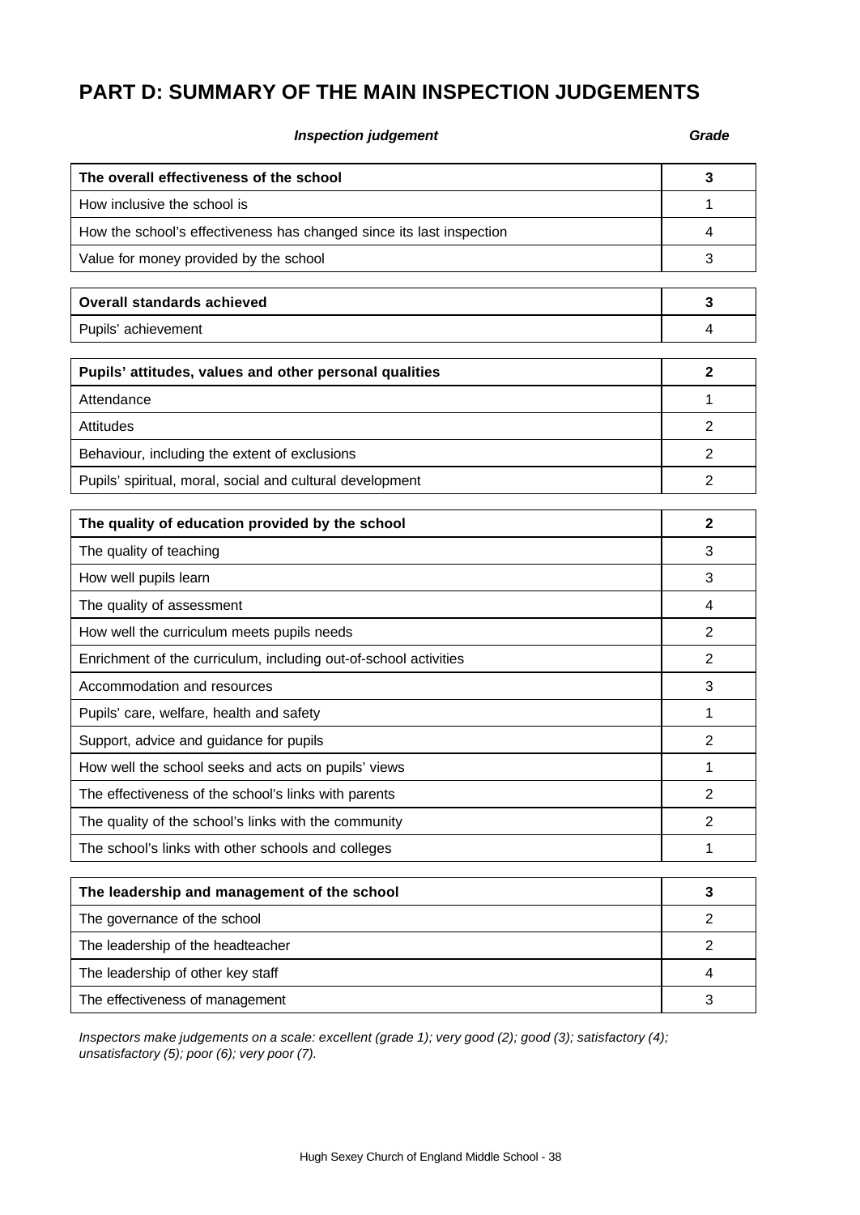# PART D: SUMMARY OF THE MAIN INSPECTION JUDGEMENTS

| *Inspection judgement* | *Grade* |
|---|---|
| **The overall effectiveness of the school** | **3** |
| How inclusive the school is | 1 |
| How the school's effectiveness has changed since its last inspection | 4 |
| Value for money provided by the school | 3 |
| **Overall standards achieved** | **3** |
| Pupils' achievement | 4 |
| **Pupils' attitudes, values and other personal qualities** | **2** |
| Attendance | 1 |
| Attitudes | 2 |
| Behaviour, including the extent of exclusions | 2 |
| Pupils' spiritual, moral, social and cultural development | 2 |
| **The quality of education provided by the school** | **2** |
| The quality of teaching | 3 |
| How well pupils learn | 3 |
| The quality of assessment | 4 |
| How well the curriculum meets pupils needs | 2 |
| Enrichment of the curriculum, including out-of-school activities | 2 |
| Accommodation and resources | 3 |
| Pupils' care, welfare, health and safety | 1 |
| Support, advice and guidance for pupils | 2 |
| How well the school seeks and acts on pupils' views | 1 |
| The effectiveness of the school's links with parents | 2 |
| The quality of the school's links with the community | 2 |
| The school's links with other schools and colleges | 1 |
| **The leadership and management of the school** | **3** |
| The governance of the school | 2 |
| The leadership of the headteacher | 2 |
| The leadership of other key staff | 4 |
| The effectiveness of management | 3 |

*Inspectors make judgements on a scale: excellent (grade 1); very good (2); good (3); satisfactory (4); unsatisfactory (5); poor (6); very poor (7).*